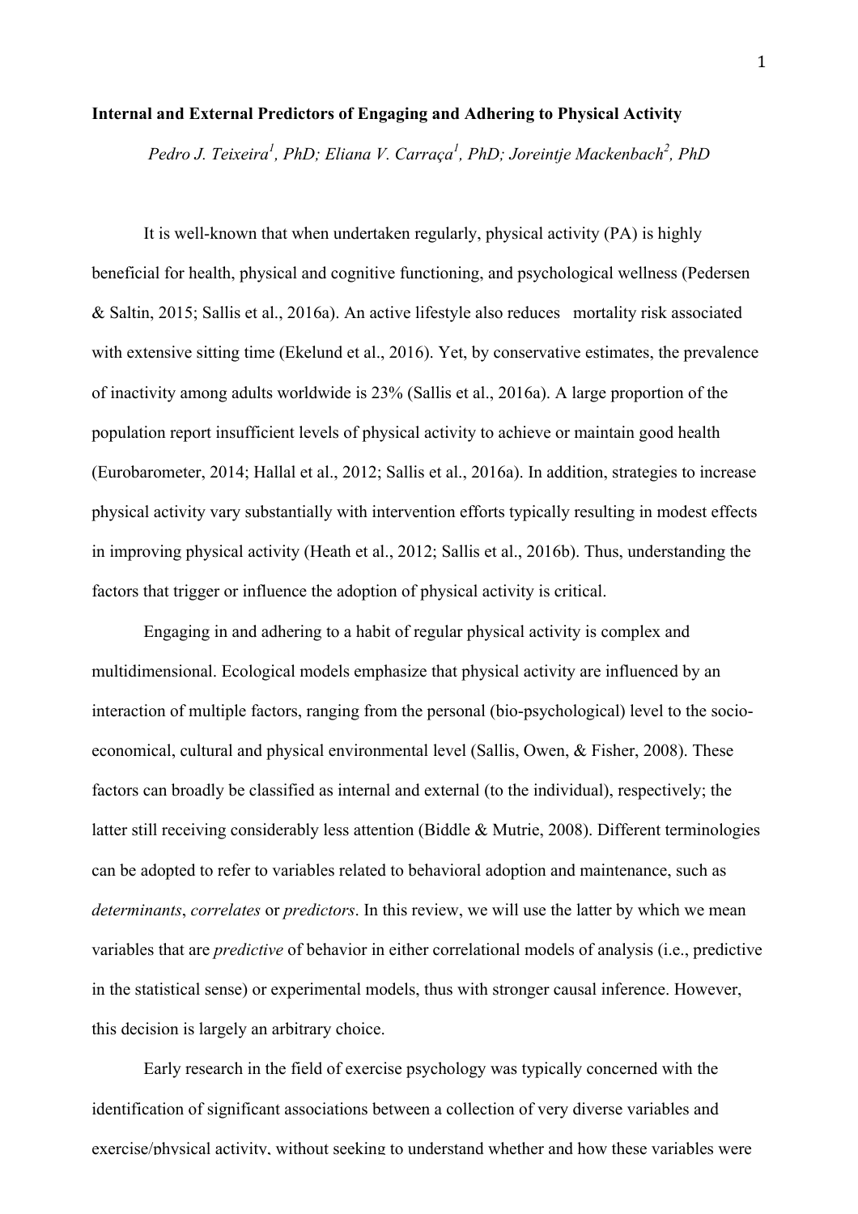**Internal and External Predictors of Engaging and Adhering to Physical Activity**

*Pedro J. Teixeira[1], PhD; Eliana V. Carraça[1], PhD; Joreintje Mackenbach[2], PhD*

It is well-known that when undertaken regularly, physical activity (PA) is highly beneficial for health, physical and cognitive functioning, and psychological wellness (Pedersen & Saltin, 2015; Sallis et al., 2016a). An active lifestyle also reduces mortality risk associated with extensive sitting time (Ekelund et al., 2016). Yet, by conservative estimates, the prevalence of inactivity among adults worldwide is 23% (Sallis et al., 2016a). A large proportion of the population report insufficient levels of physical activity to achieve or maintain good health (Eurobarometer, 2014; Hallal et al., 2012; Sallis et al., 2016a). In addition, strategies to increase physical activity vary substantially with intervention efforts typically resulting in modest effects in improving physical activity (Heath et al., 2012; Sallis et al., 2016b). Thus, understanding the factors that trigger or influence the adoption of physical activity is critical.

Engaging in and adhering to a habit of regular physical activity is complex and multidimensional. Ecological models emphasize that physical activity are influenced by an interaction of multiple factors, ranging from the personal (bio-psychological) level to the socio-economical, cultural and physical environmental level (Sallis, Owen, & Fisher, 2008). These factors can broadly be classified as internal and external (to the individual), respectively; the latter still receiving considerably less attention (Biddle & Mutrie, 2008). Different terminologies can be adopted to refer to variables related to behavioral adoption and maintenance, such as *determinants*, *correlates* or *predictors*. In this review, we will use the latter by which we mean variables that are *predictive* of behavior in either correlational models of analysis (i.e., predictive in the statistical sense) or experimental models, thus with stronger causal inference. However, this decision is largely an arbitrary choice.

Early research in the field of exercise psychology was typically concerned with the identification of significant associations between a collection of very diverse variables and exercise/physical activity, without seeking to understand whether and how these variables were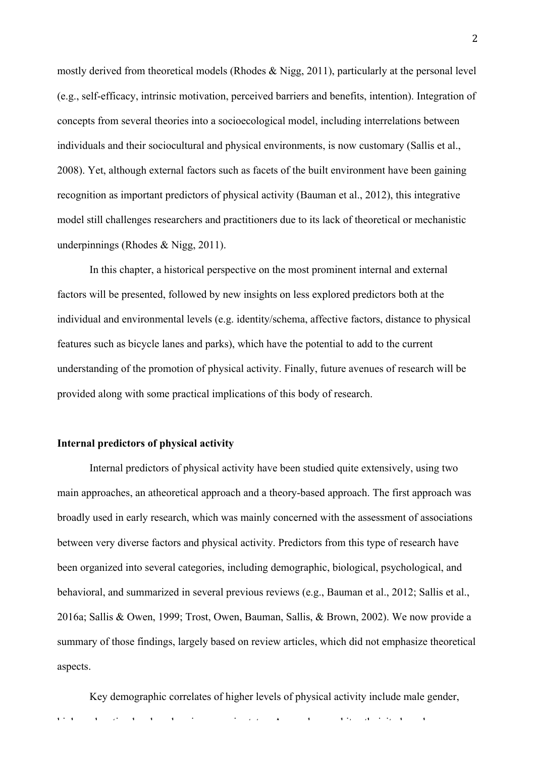mostly derived from theoretical models (Rhodes & Nigg, 2011), particularly at the personal level (e.g., self-efficacy, intrinsic motivation, perceived barriers and benefits, intention). Integration of concepts from several theories into a socioecological model, including interrelations between individuals and their sociocultural and physical environments, is now customary (Sallis et al., 2008). Yet, although external factors such as facets of the built environment have been gaining recognition as important predictors of physical activity (Bauman et al., 2012), this integrative model still challenges researchers and practitioners due to its lack of theoretical or mechanistic underpinnings (Rhodes & Nigg, 2011).

In this chapter, a historical perspective on the most prominent internal and external factors will be presented, followed by new insights on less explored predictors both at the individual and environmental levels (e.g. identity/schema, affective factors, distance to physical features such as bicycle lanes and parks), which have the potential to add to the current understanding of the promotion of physical activity. Finally, future avenues of research will be provided along with some practical implications of this body of research.

**Internal predictors of physical activity**

Internal predictors of physical activity have been studied quite extensively, using two main approaches, an atheoretical approach and a theory-based approach. The first approach was broadly used in early research, which was mainly concerned with the assessment of associations between very diverse factors and physical activity. Predictors from this type of research have been organized into several categories, including demographic, biological, psychological, and behavioral, and summarized in several previous reviews (e.g., Bauman et al., 2012; Sallis et al., 2016a; Sallis & Owen, 1999; Trost, Owen, Bauman, Sallis, & Brown, 2002). We now provide a summary of those findings, largely based on review articles, which did not emphasize theoretical aspects.

Key demographic correlates of higher levels of physical activity include male gender,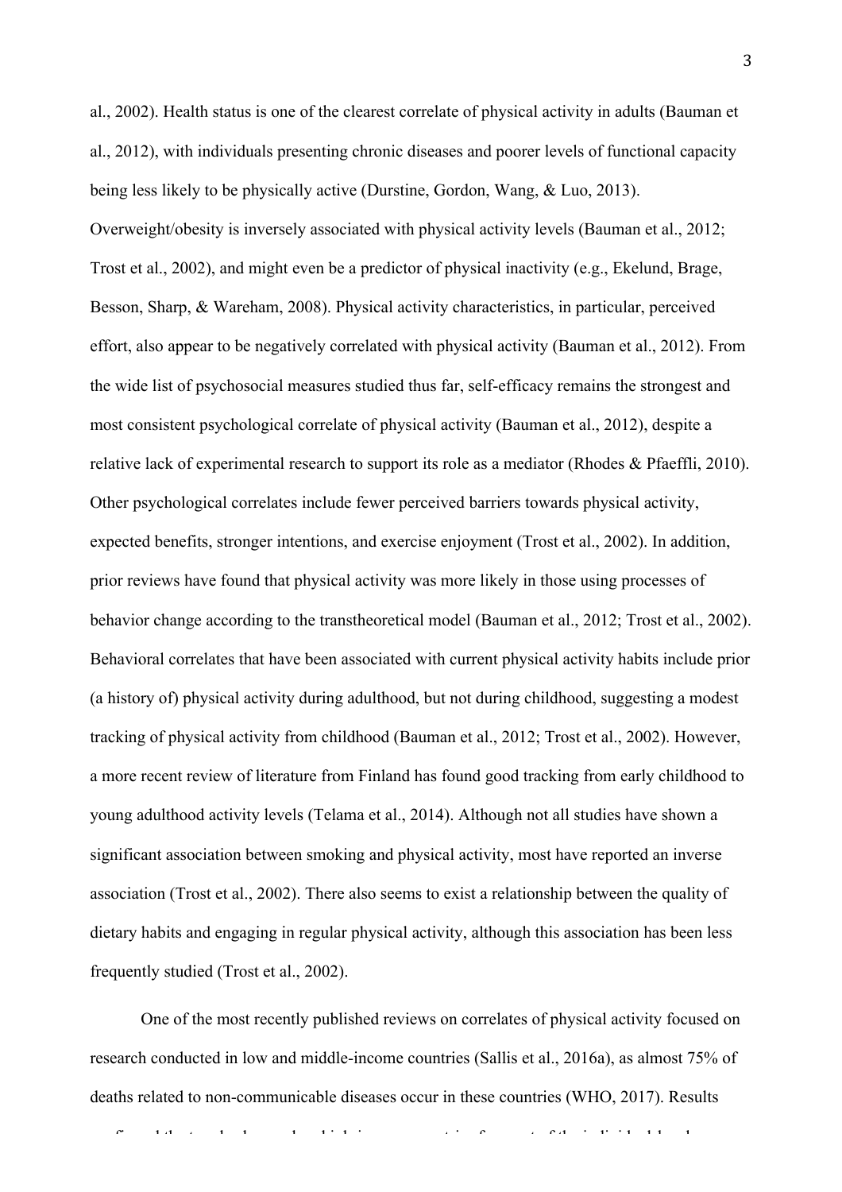al., 2002). Health status is one of the clearest correlate of physical activity in adults (Bauman et al., 2012), with individuals presenting chronic diseases and poorer levels of functional capacity being less likely to be physically active (Durstine, Gordon, Wang, & Luo, 2013). Overweight/obesity is inversely associated with physical activity levels (Bauman et al., 2012; Trost et al., 2002), and might even be a predictor of physical inactivity (e.g., Ekelund, Brage, Besson, Sharp, & Wareham, 2008). Physical activity characteristics, in particular, perceived effort, also appear to be negatively correlated with physical activity (Bauman et al., 2012). From the wide list of psychosocial measures studied thus far, self-efficacy remains the strongest and most consistent psychological correlate of physical activity (Bauman et al., 2012), despite a relative lack of experimental research to support its role as a mediator (Rhodes & Pfaeffli, 2010). Other psychological correlates include fewer perceived barriers towards physical activity, expected benefits, stronger intentions, and exercise enjoyment (Trost et al., 2002). In addition, prior reviews have found that physical activity was more likely in those using processes of behavior change according to the transtheoretical model (Bauman et al., 2012; Trost et al., 2002). Behavioral correlates that have been associated with current physical activity habits include prior (a history of) physical activity during adulthood, but not during childhood, suggesting a modest tracking of physical activity from childhood (Bauman et al., 2012; Trost et al., 2002). However, a more recent review of literature from Finland has found good tracking from early childhood to young adulthood activity levels (Telama et al., 2014). Although not all studies have shown a significant association between smoking and physical activity, most have reported an inverse association (Trost et al., 2002). There also seems to exist a relationship between the quality of dietary habits and engaging in regular physical activity, although this association has been less frequently studied (Trost et al., 2002).

One of the most recently published reviews on correlates of physical activity focused on research conducted in low and middle-income countries (Sallis et al., 2016a), as almost 75% of deaths related to non-communicable diseases occur in these countries (WHO, 2017). Results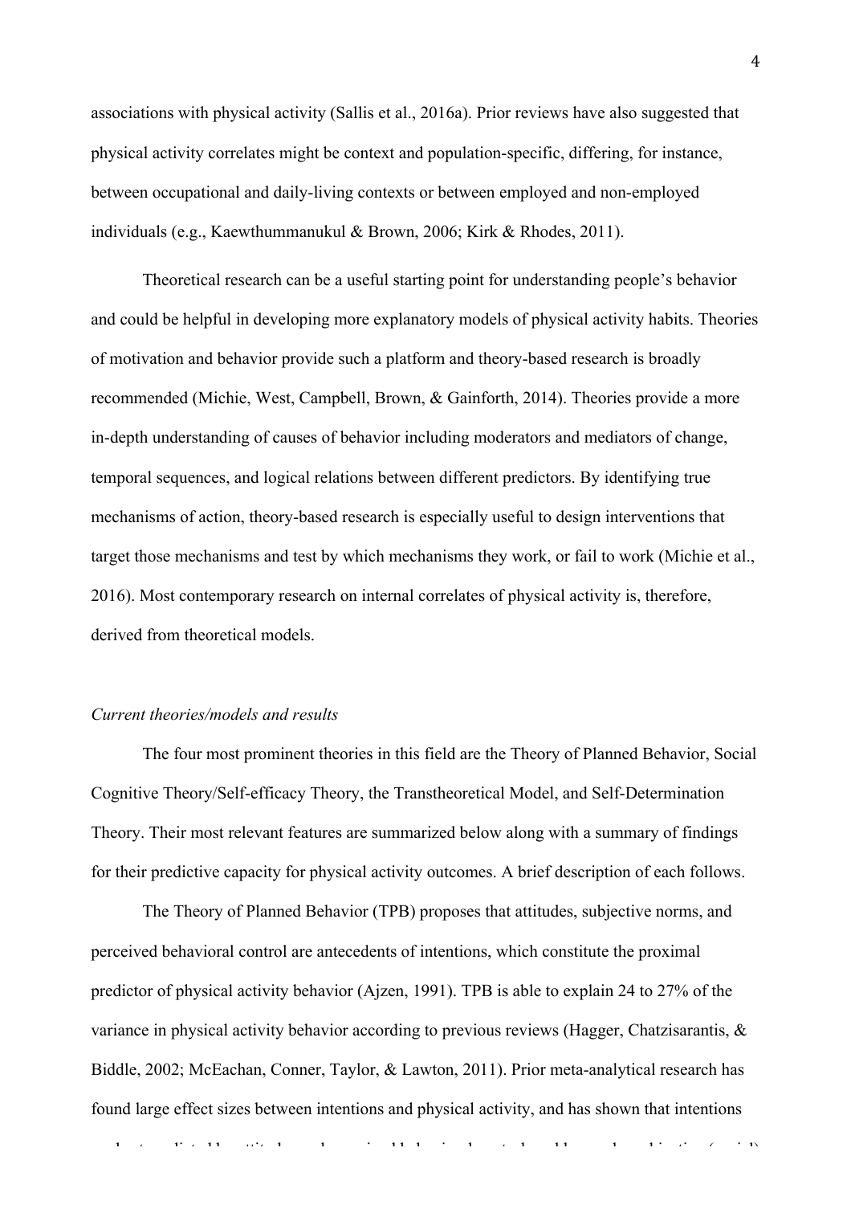associations with physical activity (Sallis et al., 2016a). Prior reviews have also suggested that physical activity correlates might be context and population-specific, differing, for instance, between occupational and daily-living contexts or between employed and non-employed individuals (e.g., Kaewthummanukul & Brown, 2006; Kirk & Rhodes, 2011).

Theoretical research can be a useful starting point for understanding people's behavior and could be helpful in developing more explanatory models of physical activity habits. Theories of motivation and behavior provide such a platform and theory-based research is broadly recommended (Michie, West, Campbell, Brown, & Gainforth, 2014). Theories provide a more in-depth understanding of causes of behavior including moderators and mediators of change, temporal sequences, and logical relations between different predictors. By identifying true mechanisms of action, theory-based research is especially useful to design interventions that target those mechanisms and test by which mechanisms they work, or fail to work (Michie et al., 2016). Most contemporary research on internal correlates of physical activity is, therefore, derived from theoretical models.

*Current theories/models and results*

The four most prominent theories in this field are the Theory of Planned Behavior, Social Cognitive Theory/Self-efficacy Theory, the Transtheoretical Model, and Self-Determination Theory. Their most relevant features are summarized below along with a summary of findings for their predictive capacity for physical activity outcomes. A brief description of each follows.

The Theory of Planned Behavior (TPB) proposes that attitudes, subjective norms, and perceived behavioral control are antecedents of intentions, which constitute the proximal predictor of physical activity behavior (Ajzen, 1991). TPB is able to explain 24 to 27% of the variance in physical activity behavior according to previous reviews (Hagger, Chatzisarantis, & Biddle, 2002; McEachan, Conner, Taylor, & Lawton, 2011). Prior meta-analytical research has found large effect sizes between intentions and physical activity, and has shown that intentions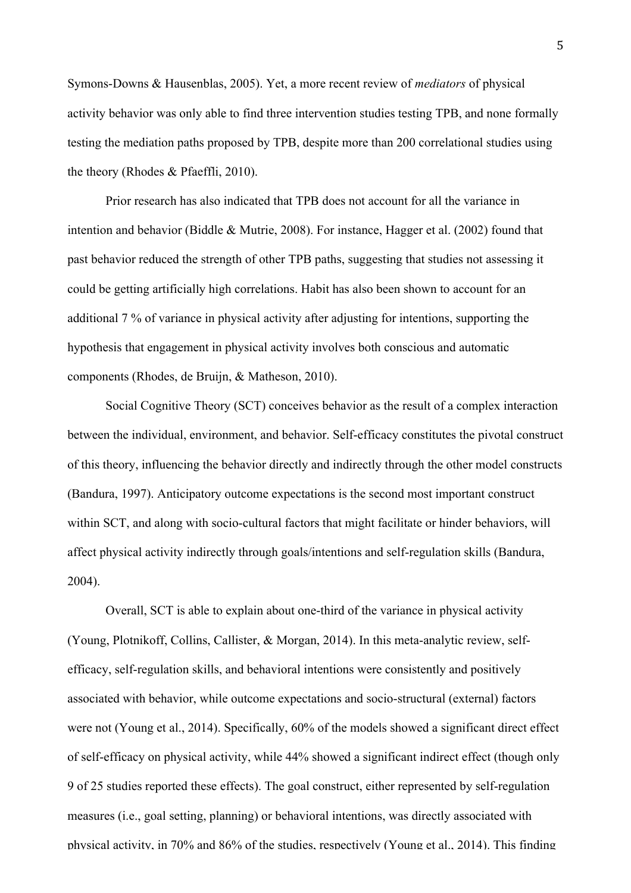Symons-Downs & Hausenblas, 2005). Yet, a more recent review of *mediators* of physical activity behavior was only able to find three intervention studies testing TPB, and none formally testing the mediation paths proposed by TPB, despite more than 200 correlational studies using the theory (Rhodes & Pfaeffli, 2010).

Prior research has also indicated that TPB does not account for all the variance in intention and behavior (Biddle & Mutrie, 2008). For instance, Hagger et al. (2002) found that past behavior reduced the strength of other TPB paths, suggesting that studies not assessing it could be getting artificially high correlations. Habit has also been shown to account for an additional 7 % of variance in physical activity after adjusting for intentions, supporting the hypothesis that engagement in physical activity involves both conscious and automatic components (Rhodes, de Bruijn, & Matheson, 2010).

Social Cognitive Theory (SCT) conceives behavior as the result of a complex interaction between the individual, environment, and behavior. Self-efficacy constitutes the pivotal construct of this theory, influencing the behavior directly and indirectly through the other model constructs (Bandura, 1997). Anticipatory outcome expectations is the second most important construct within SCT, and along with socio-cultural factors that might facilitate or hinder behaviors, will affect physical activity indirectly through goals/intentions and self-regulation skills (Bandura, 2004).

Overall, SCT is able to explain about one-third of the variance in physical activity (Young, Plotnikoff, Collins, Callister, & Morgan, 2014). In this meta-analytic review, self-efficacy, self-regulation skills, and behavioral intentions were consistently and positively associated with behavior, while outcome expectations and socio-structural (external) factors were not (Young et al., 2014). Specifically, 60% of the models showed a significant direct effect of self-efficacy on physical activity, while 44% showed a significant indirect effect (though only 9 of 25 studies reported these effects). The goal construct, either represented by self-regulation measures (i.e., goal setting, planning) or behavioral intentions, was directly associated with physical activity, in 70% and 86% of the studies, respectively (Young et al., 2014). This finding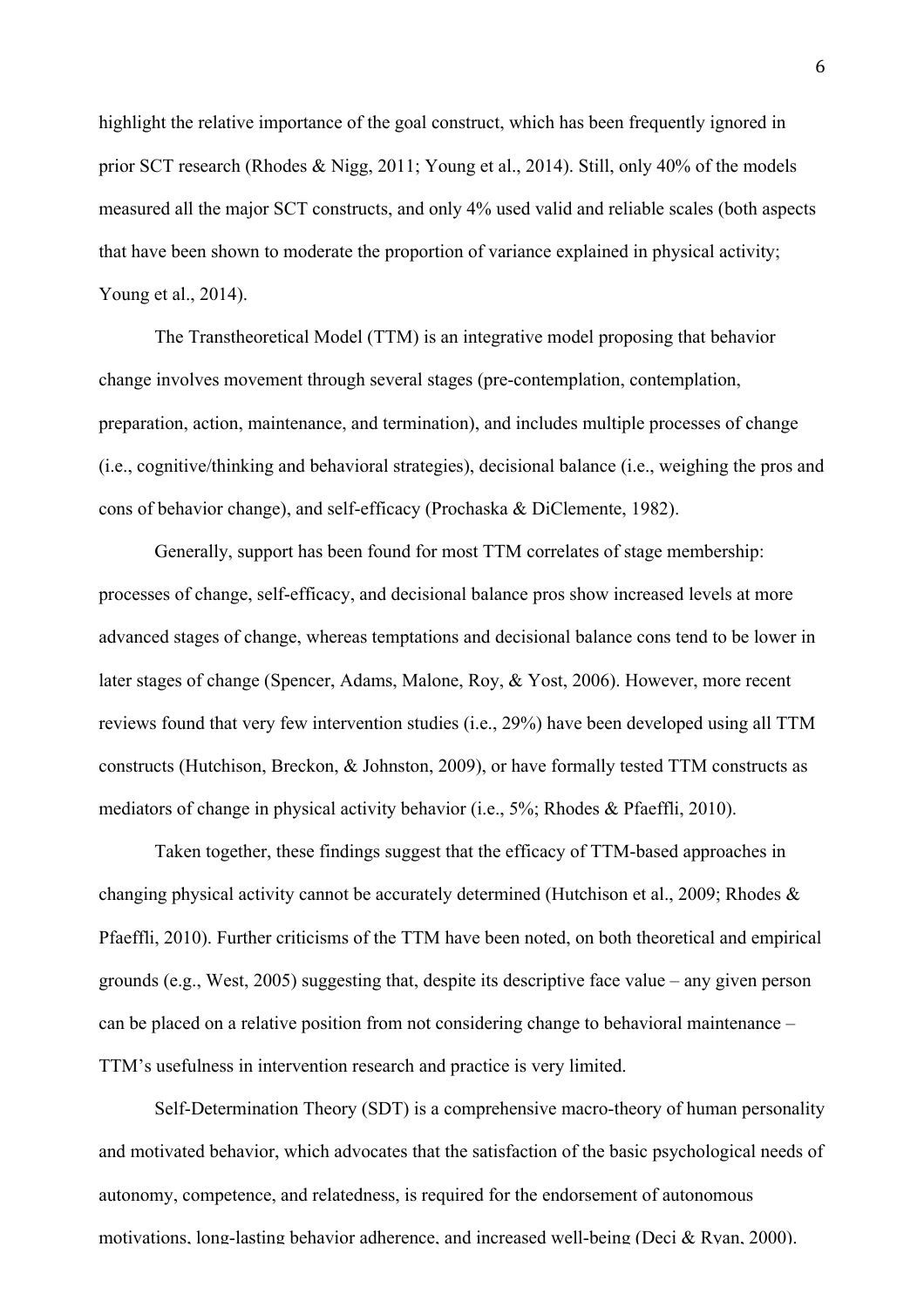highlight the relative importance of the goal construct, which has been frequently ignored in prior SCT research (Rhodes & Nigg, 2011; Young et al., 2014). Still, only 40% of the models measured all the major SCT constructs, and only 4% used valid and reliable scales (both aspects that have been shown to moderate the proportion of variance explained in physical activity; Young et al., 2014).

The Transtheoretical Model (TTM) is an integrative model proposing that behavior change involves movement through several stages (pre-contemplation, contemplation, preparation, action, maintenance, and termination), and includes multiple processes of change (i.e., cognitive/thinking and behavioral strategies), decisional balance (i.e., weighing the pros and cons of behavior change), and self-efficacy (Prochaska & DiClemente, 1982).

Generally, support has been found for most TTM correlates of stage membership: processes of change, self-efficacy, and decisional balance pros show increased levels at more advanced stages of change, whereas temptations and decisional balance cons tend to be lower in later stages of change (Spencer, Adams, Malone, Roy, & Yost, 2006). However, more recent reviews found that very few intervention studies (i.e., 29%) have been developed using all TTM constructs (Hutchison, Breckon, & Johnston, 2009), or have formally tested TTM constructs as mediators of change in physical activity behavior (i.e., 5%; Rhodes & Pfaeffli, 2010).

Taken together, these findings suggest that the efficacy of TTM-based approaches in changing physical activity cannot be accurately determined (Hutchison et al., 2009; Rhodes & Pfaeffli, 2010). Further criticisms of the TTM have been noted, on both theoretical and empirical grounds (e.g., West, 2005) suggesting that, despite its descriptive face value – any given person can be placed on a relative position from not considering change to behavioral maintenance – TTM's usefulness in intervention research and practice is very limited.

Self-Determination Theory (SDT) is a comprehensive macro-theory of human personality and motivated behavior, which advocates that the satisfaction of the basic psychological needs of autonomy, competence, and relatedness, is required for the endorsement of autonomous motivations, long-lasting behavior adherence, and increased well-being (Deci & Ryan, 2000).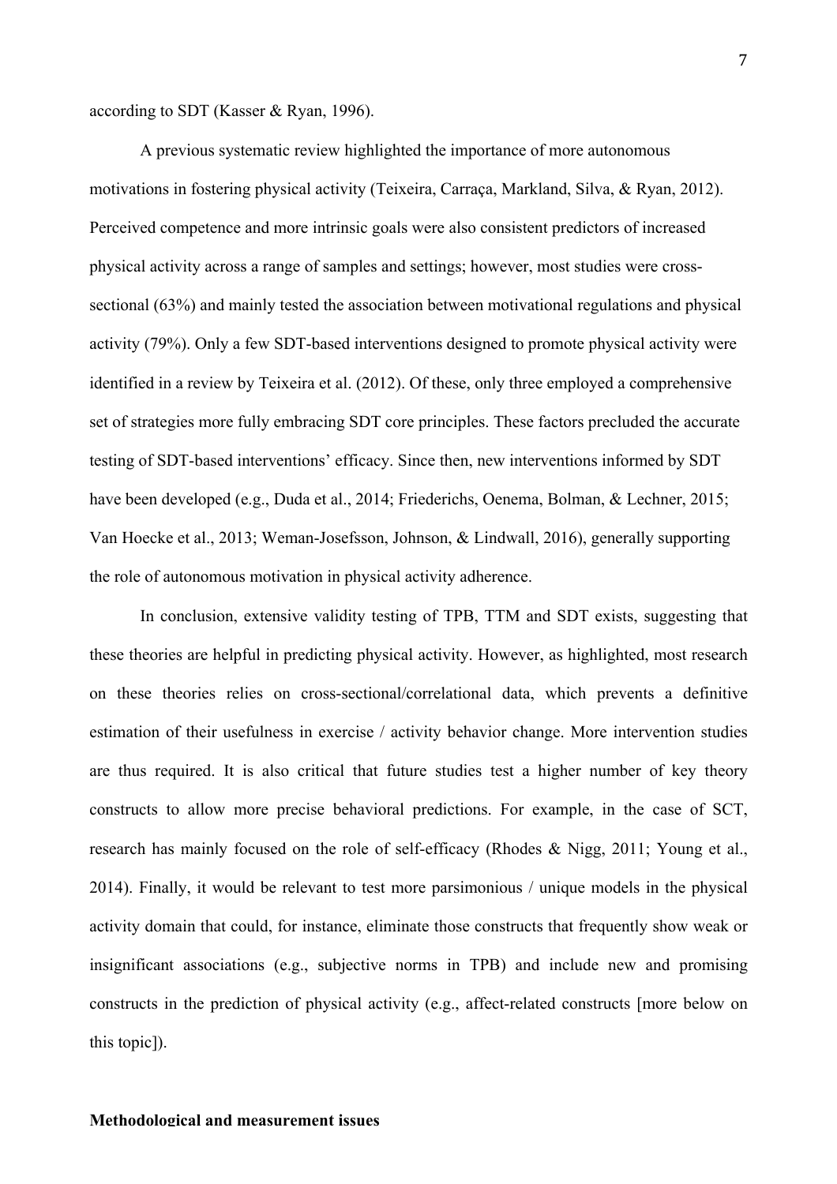according to SDT (Kasser & Ryan, 1996).

A previous systematic review highlighted the importance of more autonomous motivations in fostering physical activity (Teixeira, Carraça, Markland, Silva, & Ryan, 2012). Perceived competence and more intrinsic goals were also consistent predictors of increased physical activity across a range of samples and settings; however, most studies were cross-sectional (63%) and mainly tested the association between motivational regulations and physical activity (79%). Only a few SDT-based interventions designed to promote physical activity were identified in a review by Teixeira et al. (2012). Of these, only three employed a comprehensive set of strategies more fully embracing SDT core principles. These factors precluded the accurate testing of SDT-based interventions' efficacy. Since then, new interventions informed by SDT have been developed (e.g., Duda et al., 2014; Friederichs, Oenema, Bolman, & Lechner, 2015; Van Hoecke et al., 2013; Weman-Josefsson, Johnson, & Lindwall, 2016), generally supporting the role of autonomous motivation in physical activity adherence.

In conclusion, extensive validity testing of TPB, TTM and SDT exists, suggesting that these theories are helpful in predicting physical activity. However, as highlighted, most research on these theories relies on cross-sectional/correlational data, which prevents a definitive estimation of their usefulness in exercise / activity behavior change. More intervention studies are thus required. It is also critical that future studies test a higher number of key theory constructs to allow more precise behavioral predictions. For example, in the case of SCT, research has mainly focused on the role of self-efficacy (Rhodes & Nigg, 2011; Young et al., 2014). Finally, it would be relevant to test more parsimonious / unique models in the physical activity domain that could, for instance, eliminate those constructs that frequently show weak or insignificant associations (e.g., subjective norms in TPB) and include new and promising constructs in the prediction of physical activity (e.g., affect-related constructs [more below on this topic]).

**Methodological and measurement issues**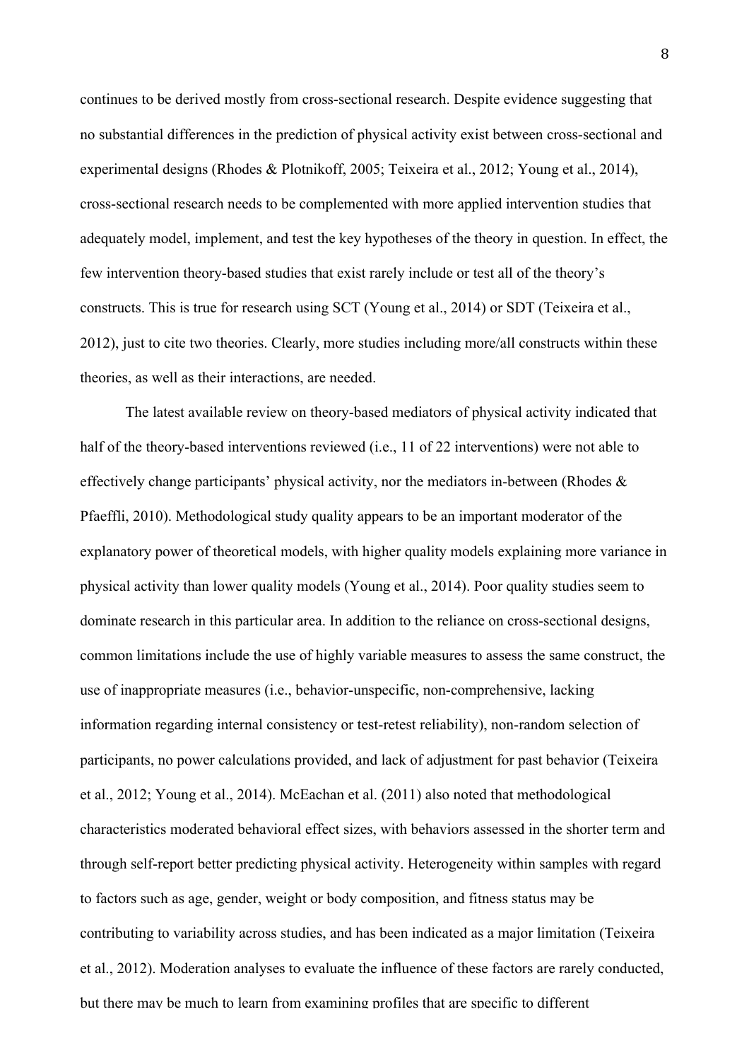continues to be derived mostly from cross-sectional research. Despite evidence suggesting that no substantial differences in the prediction of physical activity exist between cross-sectional and experimental designs (Rhodes & Plotnikoff, 2005; Teixeira et al., 2012; Young et al., 2014), cross-sectional research needs to be complemented with more applied intervention studies that adequately model, implement, and test the key hypotheses of the theory in question. In effect, the few intervention theory-based studies that exist rarely include or test all of the theory's constructs. This is true for research using SCT (Young et al., 2014) or SDT (Teixeira et al., 2012), just to cite two theories. Clearly, more studies including more/all constructs within these theories, as well as their interactions, are needed.

The latest available review on theory-based mediators of physical activity indicated that half of the theory-based interventions reviewed (i.e., 11 of 22 interventions) were not able to effectively change participants' physical activity, nor the mediators in-between (Rhodes & Pfaeffli, 2010). Methodological study quality appears to be an important moderator of the explanatory power of theoretical models, with higher quality models explaining more variance in physical activity than lower quality models (Young et al., 2014). Poor quality studies seem to dominate research in this particular area. In addition to the reliance on cross-sectional designs, common limitations include the use of highly variable measures to assess the same construct, the use of inappropriate measures (i.e., behavior-unspecific, non-comprehensive, lacking information regarding internal consistency or test-retest reliability), non-random selection of participants, no power calculations provided, and lack of adjustment for past behavior (Teixeira et al., 2012; Young et al., 2014). McEachan et al. (2011) also noted that methodological characteristics moderated behavioral effect sizes, with behaviors assessed in the shorter term and through self-report better predicting physical activity. Heterogeneity within samples with regard to factors such as age, gender, weight or body composition, and fitness status may be contributing to variability across studies, and has been indicated as a major limitation (Teixeira et al., 2012). Moderation analyses to evaluate the influence of these factors are rarely conducted, but there may be much to learn from examining profiles that are specific to different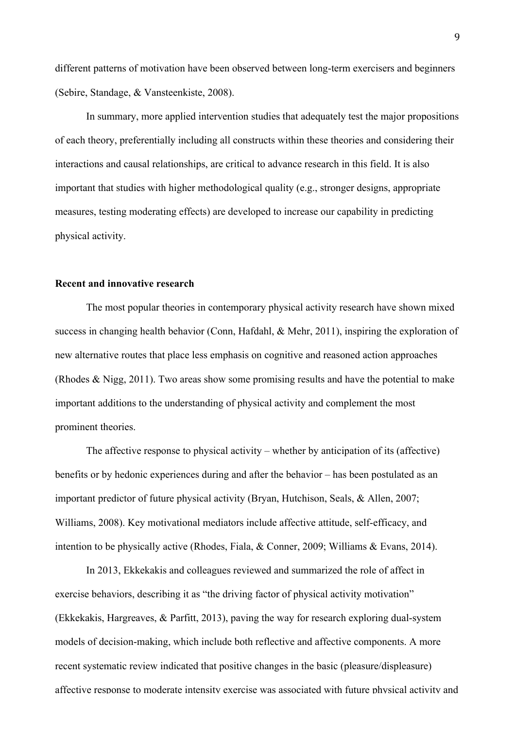different patterns of motivation have been observed between long-term exercisers and beginners (Sebire, Standage, & Vansteenkiste, 2008).

In summary, more applied intervention studies that adequately test the major propositions of each theory, preferentially including all constructs within these theories and considering their interactions and causal relationships, are critical to advance research in this field. It is also important that studies with higher methodological quality (e.g., stronger designs, appropriate measures, testing moderating effects) are developed to increase our capability in predicting physical activity.

**Recent and innovative research**

The most popular theories in contemporary physical activity research have shown mixed success in changing health behavior (Conn, Hafdahl, & Mehr, 2011), inspiring the exploration of new alternative routes that place less emphasis on cognitive and reasoned action approaches (Rhodes & Nigg, 2011). Two areas show some promising results and have the potential to make important additions to the understanding of physical activity and complement the most prominent theories.

The affective response to physical activity – whether by anticipation of its (affective) benefits or by hedonic experiences during and after the behavior – has been postulated as an important predictor of future physical activity (Bryan, Hutchison, Seals, & Allen, 2007; Williams, 2008). Key motivational mediators include affective attitude, self-efficacy, and intention to be physically active (Rhodes, Fiala, & Conner, 2009; Williams & Evans, 2014).

In 2013, Ekkekakis and colleagues reviewed and summarized the role of affect in exercise behaviors, describing it as "the driving factor of physical activity motivation" (Ekkekakis, Hargreaves, & Parfitt, 2013), paving the way for research exploring dual-system models of decision-making, which include both reflective and affective components. A more recent systematic review indicated that positive changes in the basic (pleasure/displeasure) affective response to moderate intensity exercise was associated with future physical activity and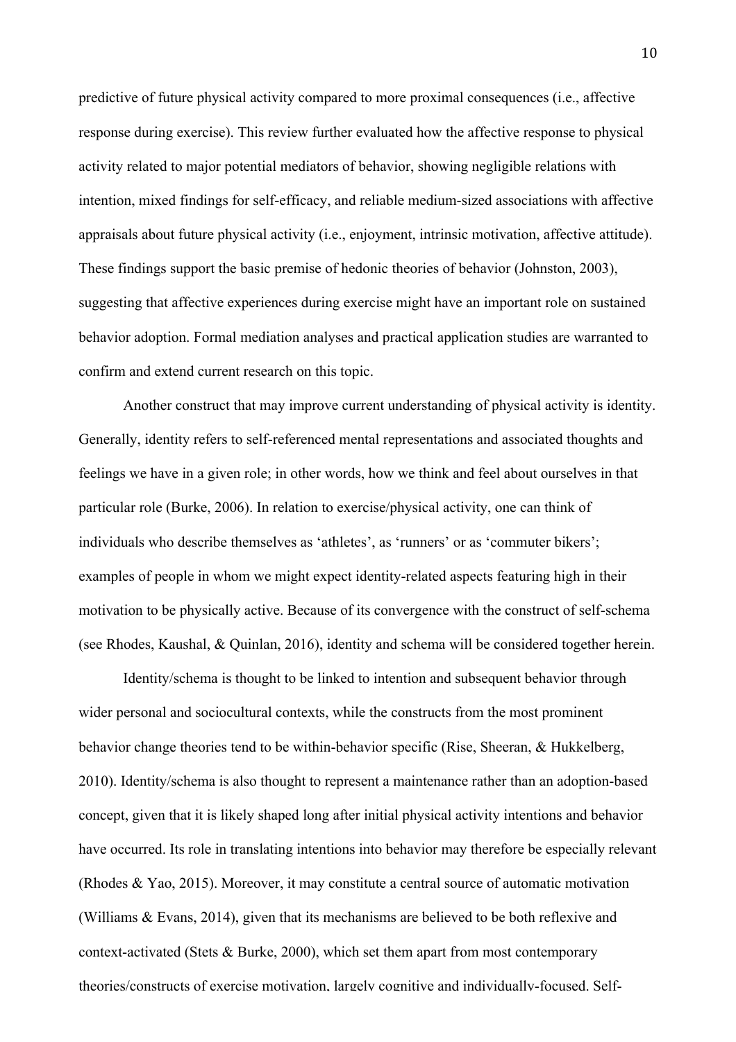predictive of future physical activity compared to more proximal consequences (i.e., affective response during exercise). This review further evaluated how the affective response to physical activity related to major potential mediators of behavior, showing negligible relations with intention, mixed findings for self-efficacy, and reliable medium-sized associations with affective appraisals about future physical activity (i.e., enjoyment, intrinsic motivation, affective attitude). These findings support the basic premise of hedonic theories of behavior (Johnston, 2003), suggesting that affective experiences during exercise might have an important role on sustained behavior adoption. Formal mediation analyses and practical application studies are warranted to confirm and extend current research on this topic.

Another construct that may improve current understanding of physical activity is identity. Generally, identity refers to self-referenced mental representations and associated thoughts and feelings we have in a given role; in other words, how we think and feel about ourselves in that particular role (Burke, 2006). In relation to exercise/physical activity, one can think of individuals who describe themselves as 'athletes', as 'runners' or as 'commuter bikers'; examples of people in whom we might expect identity-related aspects featuring high in their motivation to be physically active. Because of its convergence with the construct of self-schema (see Rhodes, Kaushal, & Quinlan, 2016), identity and schema will be considered together herein.

Identity/schema is thought to be linked to intention and subsequent behavior through wider personal and sociocultural contexts, while the constructs from the most prominent behavior change theories tend to be within-behavior specific (Rise, Sheeran, & Hukkelberg, 2010). Identity/schema is also thought to represent a maintenance rather than an adoption-based concept, given that it is likely shaped long after initial physical activity intentions and behavior have occurred. Its role in translating intentions into behavior may therefore be especially relevant (Rhodes & Yao, 2015). Moreover, it may constitute a central source of automatic motivation (Williams & Evans, 2014), given that its mechanisms are believed to be both reflexive and context-activated (Stets & Burke, 2000), which set them apart from most contemporary theories/constructs of exercise motivation, largely cognitive and individually-focused. Self-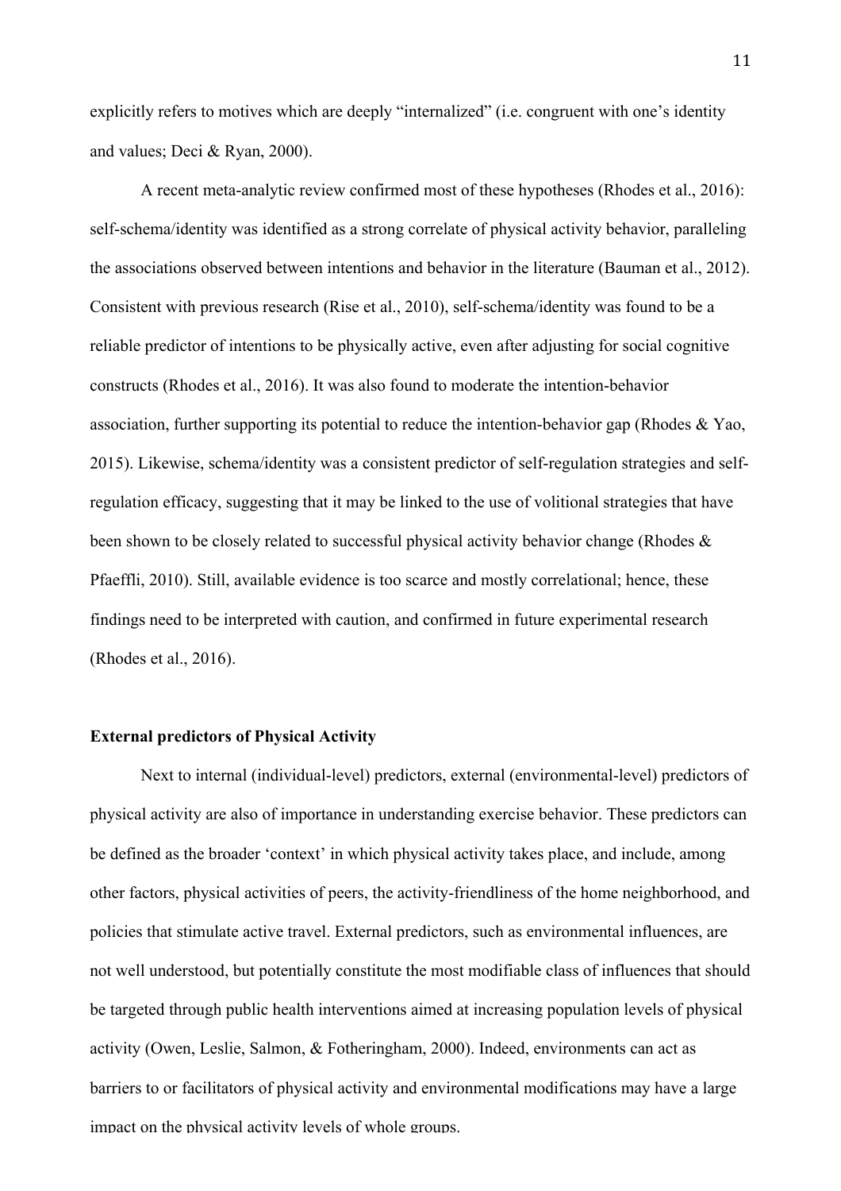explicitly refers to motives which are deeply "internalized" (i.e. congruent with one's identity and values; Deci & Ryan, 2000).

A recent meta-analytic review confirmed most of these hypotheses (Rhodes et al., 2016): self-schema/identity was identified as a strong correlate of physical activity behavior, paralleling the associations observed between intentions and behavior in the literature (Bauman et al., 2012). Consistent with previous research (Rise et al., 2010), self-schema/identity was found to be a reliable predictor of intentions to be physically active, even after adjusting for social cognitive constructs (Rhodes et al., 2016). It was also found to moderate the intention-behavior association, further supporting its potential to reduce the intention-behavior gap (Rhodes & Yao, 2015). Likewise, schema/identity was a consistent predictor of self-regulation strategies and self-regulation efficacy, suggesting that it may be linked to the use of volitional strategies that have been shown to be closely related to successful physical activity behavior change (Rhodes & Pfaeffli, 2010). Still, available evidence is too scarce and mostly correlational; hence, these findings need to be interpreted with caution, and confirmed in future experimental research (Rhodes et al., 2016).

**External predictors of Physical Activity**

Next to internal (individual-level) predictors, external (environmental-level) predictors of physical activity are also of importance in understanding exercise behavior. These predictors can be defined as the broader 'context' in which physical activity takes place, and include, among other factors, physical activities of peers, the activity-friendliness of the home neighborhood, and policies that stimulate active travel. External predictors, such as environmental influences, are not well understood, but potentially constitute the most modifiable class of influences that should be targeted through public health interventions aimed at increasing population levels of physical activity (Owen, Leslie, Salmon, & Fotheringham, 2000). Indeed, environments can act as barriers to or facilitators of physical activity and environmental modifications may have a large impact on the physical activity levels of whole groups.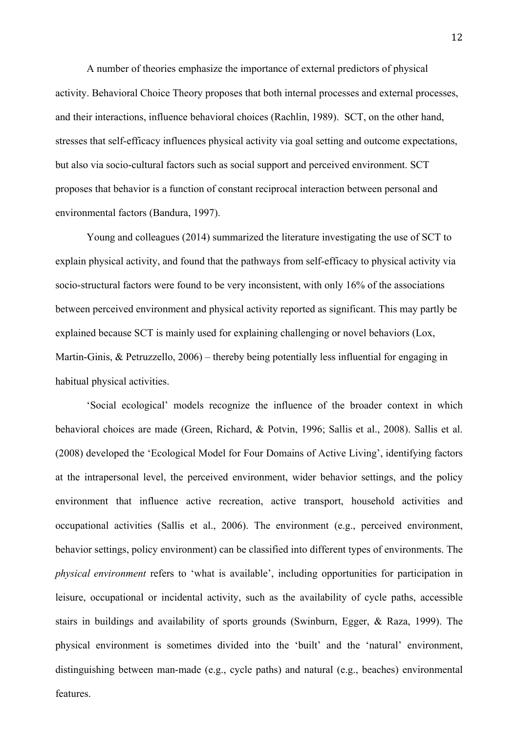A number of theories emphasize the importance of external predictors of physical activity. Behavioral Choice Theory proposes that both internal processes and external processes, and their interactions, influence behavioral choices (Rachlin, 1989). SCT, on the other hand, stresses that self-efficacy influences physical activity via goal setting and outcome expectations, but also via socio-cultural factors such as social support and perceived environment. SCT proposes that behavior is a function of constant reciprocal interaction between personal and environmental factors (Bandura, 1997).

Young and colleagues (2014) summarized the literature investigating the use of SCT to explain physical activity, and found that the pathways from self-efficacy to physical activity via socio-structural factors were found to be very inconsistent, with only 16% of the associations between perceived environment and physical activity reported as significant. This may partly be explained because SCT is mainly used for explaining challenging or novel behaviors (Lox, Martin-Ginis, & Petruzzello, 2006) – thereby being potentially less influential for engaging in habitual physical activities.

'Social ecological' models recognize the influence of the broader context in which behavioral choices are made (Green, Richard, & Potvin, 1996; Sallis et al., 2008). Sallis et al. (2008) developed the 'Ecological Model for Four Domains of Active Living', identifying factors at the intrapersonal level, the perceived environment, wider behavior settings, and the policy environment that influence active recreation, active transport, household activities and occupational activities (Sallis et al., 2006). The environment (e.g., perceived environment, behavior settings, policy environment) can be classified into different types of environments. The *physical environment* refers to 'what is available', including opportunities for participation in leisure, occupational or incidental activity, such as the availability of cycle paths, accessible stairs in buildings and availability of sports grounds (Swinburn, Egger, & Raza, 1999). The physical environment is sometimes divided into the 'built' and the 'natural' environment, distinguishing between man-made (e.g., cycle paths) and natural (e.g., beaches) environmental features.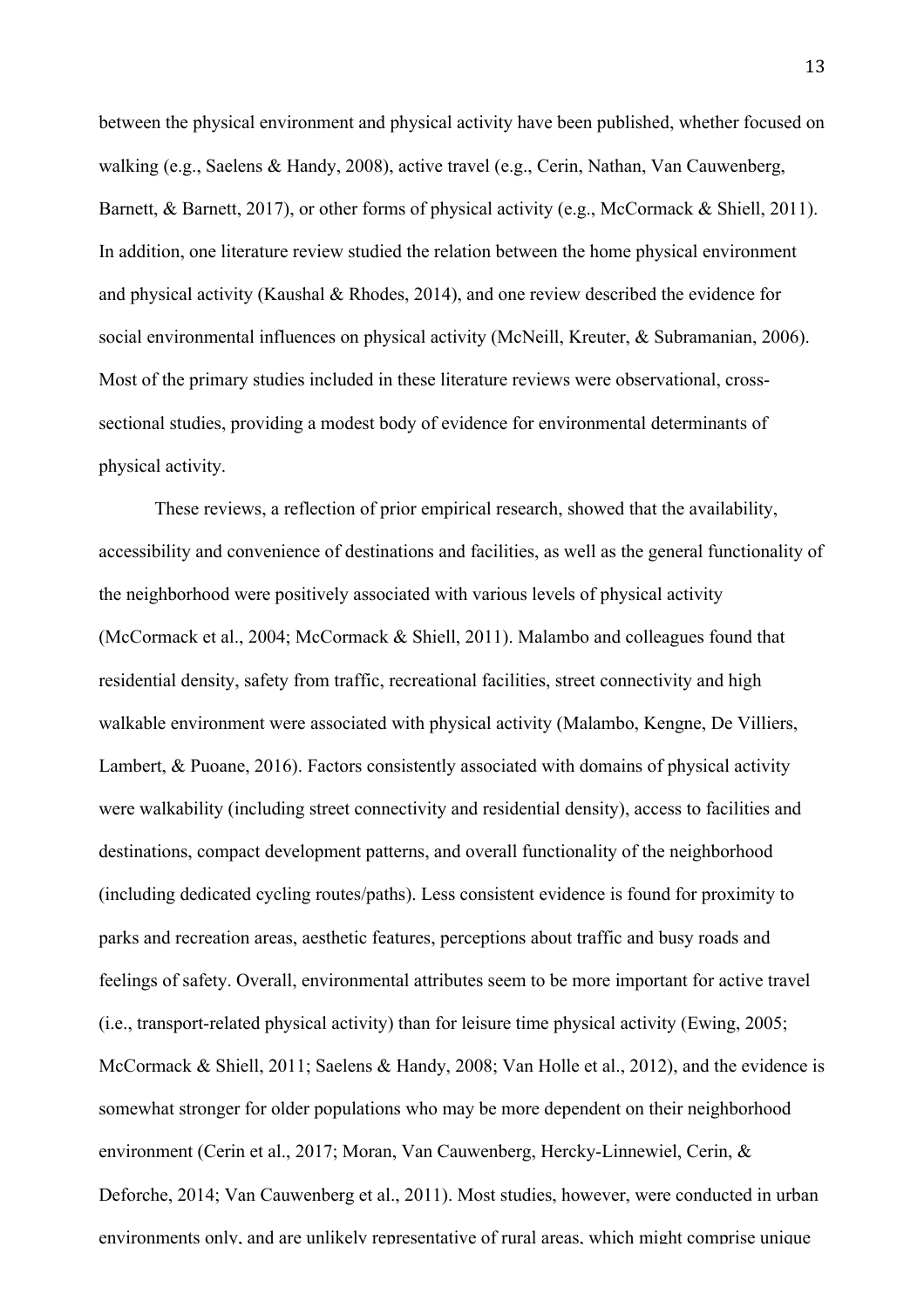between the physical environment and physical activity have been published, whether focused on walking (e.g., Saelens & Handy, 2008), active travel (e.g., Cerin, Nathan, Van Cauwenberg, Barnett, & Barnett, 2017), or other forms of physical activity (e.g., McCormack & Shiell, 2011). In addition, one literature review studied the relation between the home physical environment and physical activity (Kaushal & Rhodes, 2014), and one review described the evidence for social environmental influences on physical activity (McNeill, Kreuter, & Subramanian, 2006). Most of the primary studies included in these literature reviews were observational, cross-sectional studies, providing a modest body of evidence for environmental determinants of physical activity.

These reviews, a reflection of prior empirical research, showed that the availability, accessibility and convenience of destinations and facilities, as well as the general functionality of the neighborhood were positively associated with various levels of physical activity (McCormack et al., 2004; McCormack & Shiell, 2011). Malambo and colleagues found that residential density, safety from traffic, recreational facilities, street connectivity and high walkable environment were associated with physical activity (Malambo, Kengne, De Villiers, Lambert, & Puoane, 2016). Factors consistently associated with domains of physical activity were walkability (including street connectivity and residential density), access to facilities and destinations, compact development patterns, and overall functionality of the neighborhood (including dedicated cycling routes/paths). Less consistent evidence is found for proximity to parks and recreation areas, aesthetic features, perceptions about traffic and busy roads and feelings of safety. Overall, environmental attributes seem to be more important for active travel (i.e., transport-related physical activity) than for leisure time physical activity (Ewing, 2005; McCormack & Shiell, 2011; Saelens & Handy, 2008; Van Holle et al., 2012), and the evidence is somewhat stronger for older populations who may be more dependent on their neighborhood environment (Cerin et al., 2017; Moran, Van Cauwenberg, Hercky-Linnewiel, Cerin, & Deforche, 2014; Van Cauwenberg et al., 2011). Most studies, however, were conducted in urban environments only, and are unlikely representative of rural areas, which might comprise unique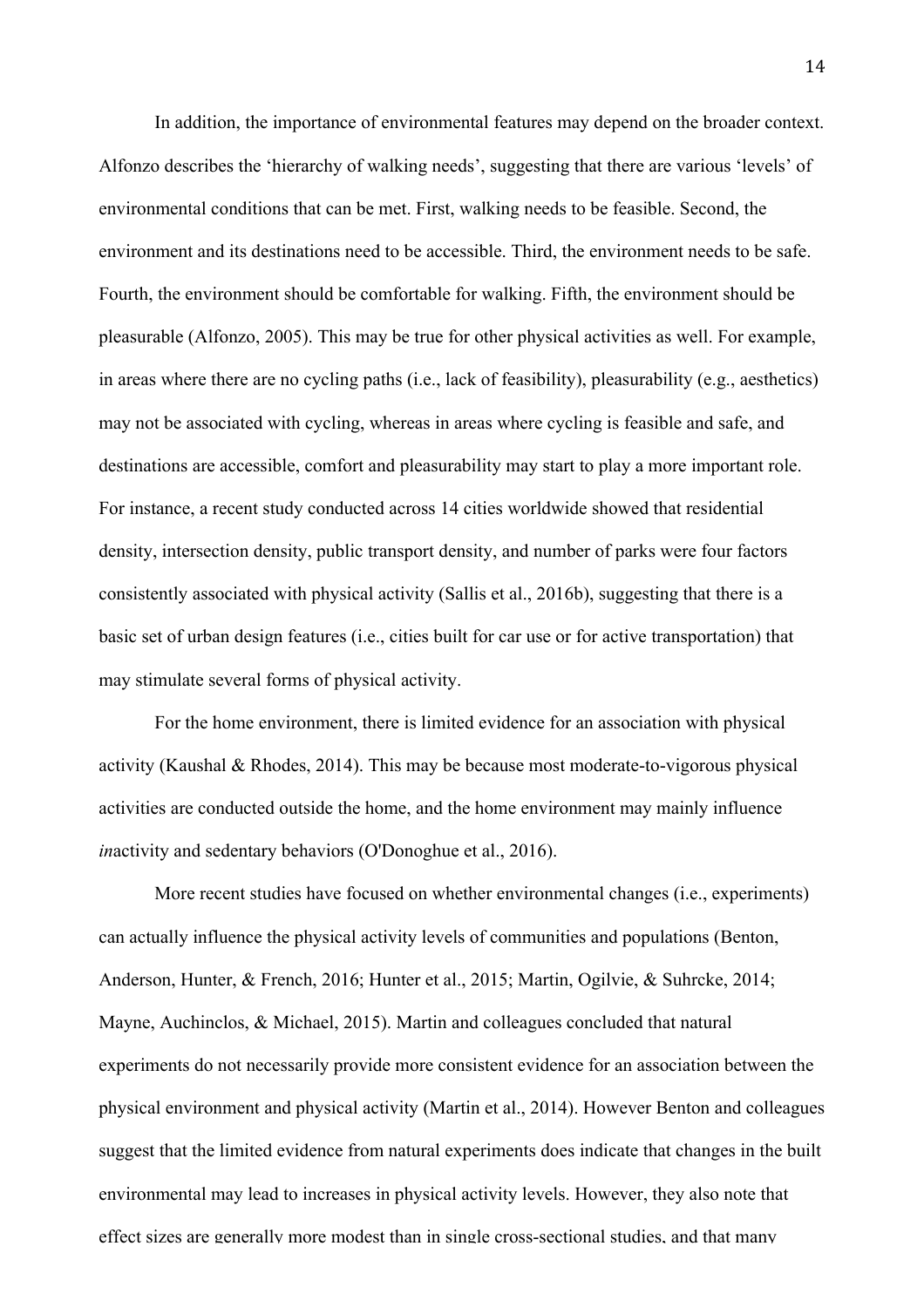In addition, the importance of environmental features may depend on the broader context. Alfonzo describes the 'hierarchy of walking needs', suggesting that there are various 'levels' of environmental conditions that can be met. First, walking needs to be feasible. Second, the environment and its destinations need to be accessible. Third, the environment needs to be safe. Fourth, the environment should be comfortable for walking. Fifth, the environment should be pleasurable (Alfonzo, 2005). This may be true for other physical activities as well. For example, in areas where there are no cycling paths (i.e., lack of feasibility), pleasurability (e.g., aesthetics) may not be associated with cycling, whereas in areas where cycling is feasible and safe, and destinations are accessible, comfort and pleasurability may start to play a more important role. For instance, a recent study conducted across 14 cities worldwide showed that residential density, intersection density, public transport density, and number of parks were four factors consistently associated with physical activity (Sallis et al., 2016b), suggesting that there is a basic set of urban design features (i.e., cities built for car use or for active transportation) that may stimulate several forms of physical activity.

For the home environment, there is limited evidence for an association with physical activity (Kaushal & Rhodes, 2014). This may be because most moderate-to-vigorous physical activities are conducted outside the home, and the home environment may mainly influence *in*activity and sedentary behaviors (O'Donoghue et al., 2016).

More recent studies have focused on whether environmental changes (i.e., experiments) can actually influence the physical activity levels of communities and populations (Benton, Anderson, Hunter, & French, 2016; Hunter et al., 2015; Martin, Ogilvie, & Suhrcke, 2014; Mayne, Auchinclos, & Michael, 2015). Martin and colleagues concluded that natural experiments do not necessarily provide more consistent evidence for an association between the physical environment and physical activity (Martin et al., 2014). However Benton and colleagues suggest that the limited evidence from natural experiments does indicate that changes in the built environmental may lead to increases in physical activity levels. However, they also note that effect sizes are generally more modest than in single cross-sectional studies, and that many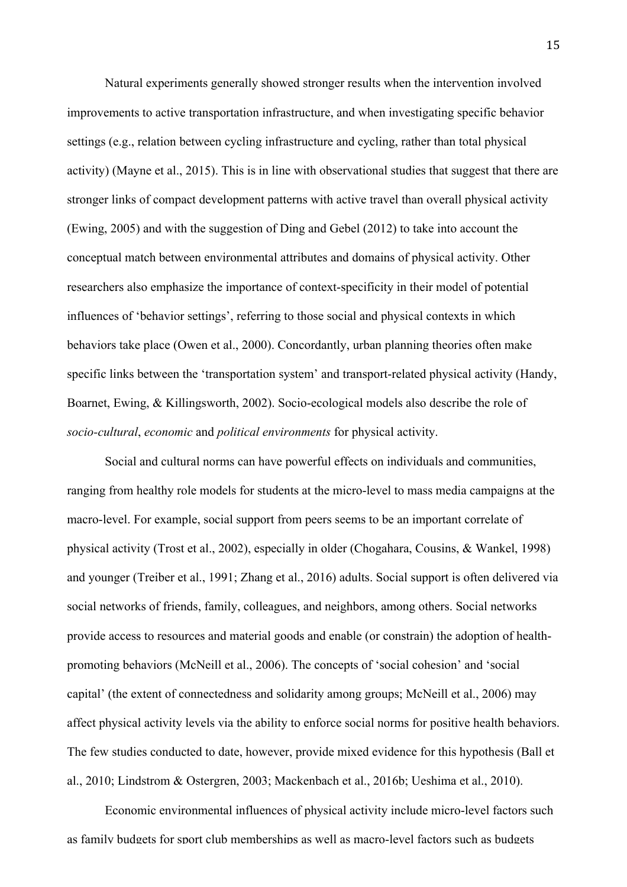Natural experiments generally showed stronger results when the intervention involved improvements to active transportation infrastructure, and when investigating specific behavior settings (e.g., relation between cycling infrastructure and cycling, rather than total physical activity) (Mayne et al., 2015). This is in line with observational studies that suggest that there are stronger links of compact development patterns with active travel than overall physical activity (Ewing, 2005) and with the suggestion of Ding and Gebel (2012) to take into account the conceptual match between environmental attributes and domains of physical activity. Other researchers also emphasize the importance of context-specificity in their model of potential influences of 'behavior settings', referring to those social and physical contexts in which behaviors take place (Owen et al., 2000). Concordantly, urban planning theories often make specific links between the 'transportation system' and transport-related physical activity (Handy, Boarnet, Ewing, & Killingsworth, 2002). Socio-ecological models also describe the role of *socio-cultural*, *economic* and *political environments* for physical activity.

Social and cultural norms can have powerful effects on individuals and communities, ranging from healthy role models for students at the micro-level to mass media campaigns at the macro-level. For example, social support from peers seems to be an important correlate of physical activity (Trost et al., 2002), especially in older (Chogahara, Cousins, & Wankel, 1998) and younger (Treiber et al., 1991; Zhang et al., 2016) adults. Social support is often delivered via social networks of friends, family, colleagues, and neighbors, among others. Social networks provide access to resources and material goods and enable (or constrain) the adoption of health-promoting behaviors (McNeill et al., 2006). The concepts of 'social cohesion' and 'social capital' (the extent of connectedness and solidarity among groups; McNeill et al., 2006) may affect physical activity levels via the ability to enforce social norms for positive health behaviors. The few studies conducted to date, however, provide mixed evidence for this hypothesis (Ball et al., 2010; Lindstrom & Ostergren, 2003; Mackenbach et al., 2016b; Ueshima et al., 2010).

Economic environmental influences of physical activity include micro-level factors such as family budgets for sport club memberships as well as macro-level factors such as budgets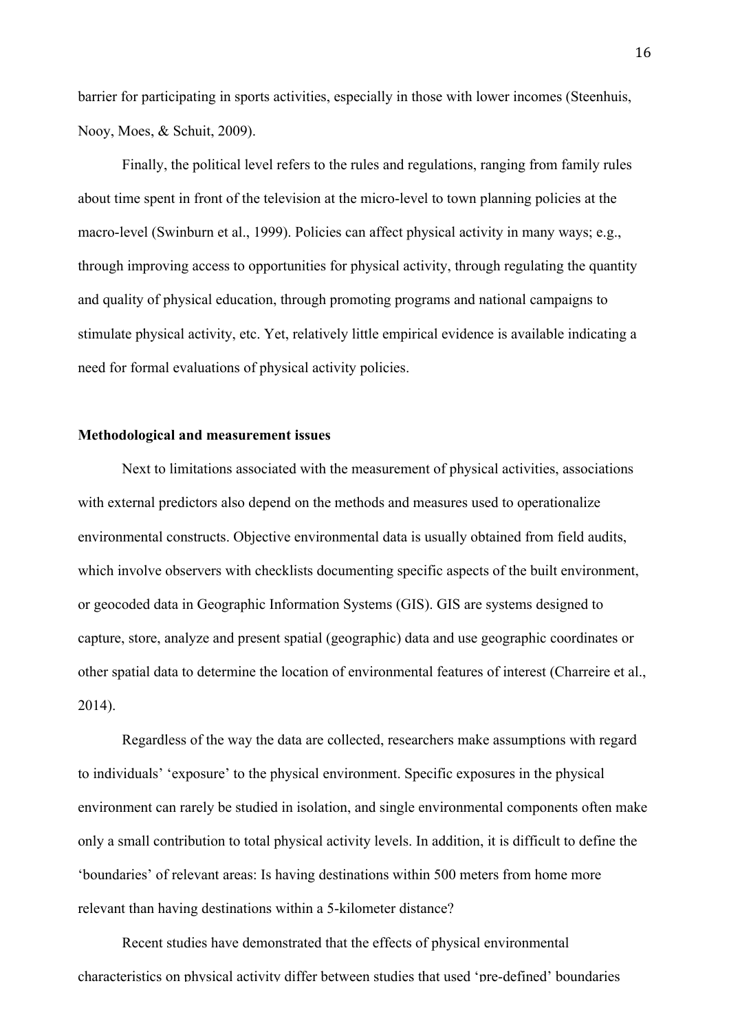barrier for participating in sports activities, especially in those with lower incomes (Steenhuis, Nooy, Moes, & Schuit, 2009).

Finally, the political level refers to the rules and regulations, ranging from family rules about time spent in front of the television at the micro-level to town planning policies at the macro-level (Swinburn et al., 1999). Policies can affect physical activity in many ways; e.g., through improving access to opportunities for physical activity, through regulating the quantity and quality of physical education, through promoting programs and national campaigns to stimulate physical activity, etc. Yet, relatively little empirical evidence is available indicating a need for formal evaluations of physical activity policies.

**Methodological and measurement issues**

Next to limitations associated with the measurement of physical activities, associations with external predictors also depend on the methods and measures used to operationalize environmental constructs. Objective environmental data is usually obtained from field audits, which involve observers with checklists documenting specific aspects of the built environment, or geocoded data in Geographic Information Systems (GIS). GIS are systems designed to capture, store, analyze and present spatial (geographic) data and use geographic coordinates or other spatial data to determine the location of environmental features of interest (Charreire et al., 2014).

Regardless of the way the data are collected, researchers make assumptions with regard to individuals' 'exposure' to the physical environment. Specific exposures in the physical environment can rarely be studied in isolation, and single environmental components often make only a small contribution to total physical activity levels. In addition, it is difficult to define the 'boundaries' of relevant areas: Is having destinations within 500 meters from home more relevant than having destinations within a 5-kilometer distance?

Recent studies have demonstrated that the effects of physical environmental characteristics on physical activity differ between studies that used 'pre-defined' boundaries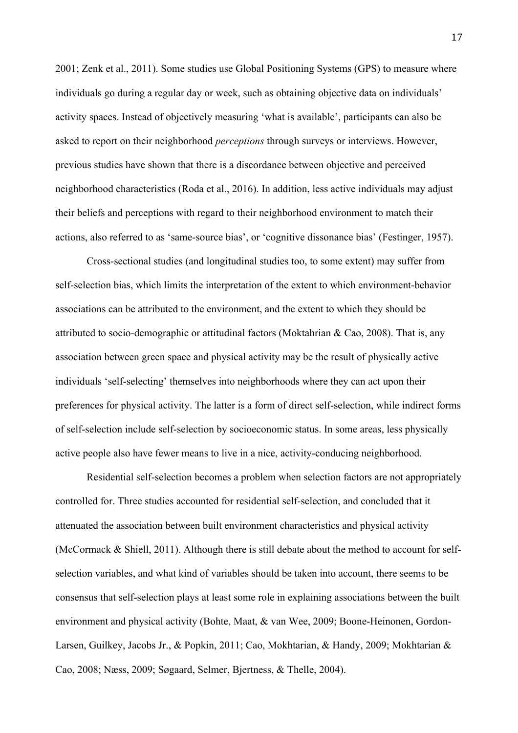2001; Zenk et al., 2011). Some studies use Global Positioning Systems (GPS) to measure where individuals go during a regular day or week, such as obtaining objective data on individuals' activity spaces. Instead of objectively measuring 'what is available', participants can also be asked to report on their neighborhood *perceptions* through surveys or interviews. However, previous studies have shown that there is a discordance between objective and perceived neighborhood characteristics (Roda et al., 2016). In addition, less active individuals may adjust their beliefs and perceptions with regard to their neighborhood environment to match their actions, also referred to as 'same-source bias', or 'cognitive dissonance bias' (Festinger, 1957).

Cross-sectional studies (and longitudinal studies too, to some extent) may suffer from self-selection bias, which limits the interpretation of the extent to which environment-behavior associations can be attributed to the environment, and the extent to which they should be attributed to socio-demographic or attitudinal factors (Moktahrian & Cao, 2008). That is, any association between green space and physical activity may be the result of physically active individuals 'self-selecting' themselves into neighborhoods where they can act upon their preferences for physical activity. The latter is a form of direct self-selection, while indirect forms of self-selection include self-selection by socioeconomic status. In some areas, less physically active people also have fewer means to live in a nice, activity-conducing neighborhood.

Residential self-selection becomes a problem when selection factors are not appropriately controlled for. Three studies accounted for residential self-selection, and concluded that it attenuated the association between built environment characteristics and physical activity (McCormack & Shiell, 2011). Although there is still debate about the method to account for self-selection variables, and what kind of variables should be taken into account, there seems to be consensus that self-selection plays at least some role in explaining associations between the built environment and physical activity (Bohte, Maat, & van Wee, 2009; Boone-Heinonen, Gordon-Larsen, Guilkey, Jacobs Jr., & Popkin, 2011; Cao, Mokhtarian, & Handy, 2009; Mokhtarian & Cao, 2008; Næss, 2009; Søgaard, Selmer, Bjertness, & Thelle, 2004).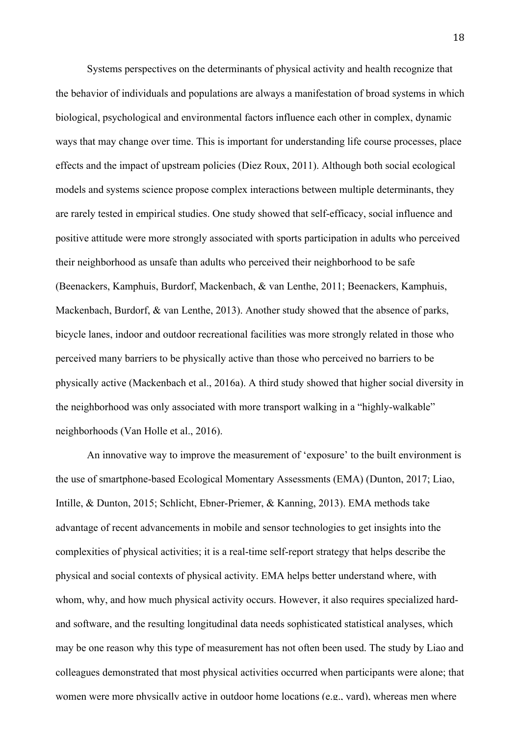Systems perspectives on the determinants of physical activity and health recognize that the behavior of individuals and populations are always a manifestation of broad systems in which biological, psychological and environmental factors influence each other in complex, dynamic ways that may change over time. This is important for understanding life course processes, place effects and the impact of upstream policies (Diez Roux, 2011). Although both social ecological models and systems science propose complex interactions between multiple determinants, they are rarely tested in empirical studies. One study showed that self-efficacy, social influence and positive attitude were more strongly associated with sports participation in adults who perceived their neighborhood as unsafe than adults who perceived their neighborhood to be safe (Beenackers, Kamphuis, Burdorf, Mackenbach, & van Lenthe, 2011; Beenackers, Kamphuis, Mackenbach, Burdorf, & van Lenthe, 2013). Another study showed that the absence of parks, bicycle lanes, indoor and outdoor recreational facilities was more strongly related in those who perceived many barriers to be physically active than those who perceived no barriers to be physically active (Mackenbach et al., 2016a). A third study showed that higher social diversity in the neighborhood was only associated with more transport walking in a "highly-walkable" neighborhoods (Van Holle et al., 2016).

An innovative way to improve the measurement of 'exposure' to the built environment is the use of smartphone-based Ecological Momentary Assessments (EMA) (Dunton, 2017; Liao, Intille, & Dunton, 2015; Schlicht, Ebner-Priemer, & Kanning, 2013). EMA methods take advantage of recent advancements in mobile and sensor technologies to get insights into the complexities of physical activities; it is a real-time self-report strategy that helps describe the physical and social contexts of physical activity. EMA helps better understand where, with whom, why, and how much physical activity occurs. However, it also requires specialized hard- and software, and the resulting longitudinal data needs sophisticated statistical analyses, which may be one reason why this type of measurement has not often been used. The study by Liao and colleagues demonstrated that most physical activities occurred when participants were alone; that women were more physically active in outdoor home locations (e.g., yard), whereas men where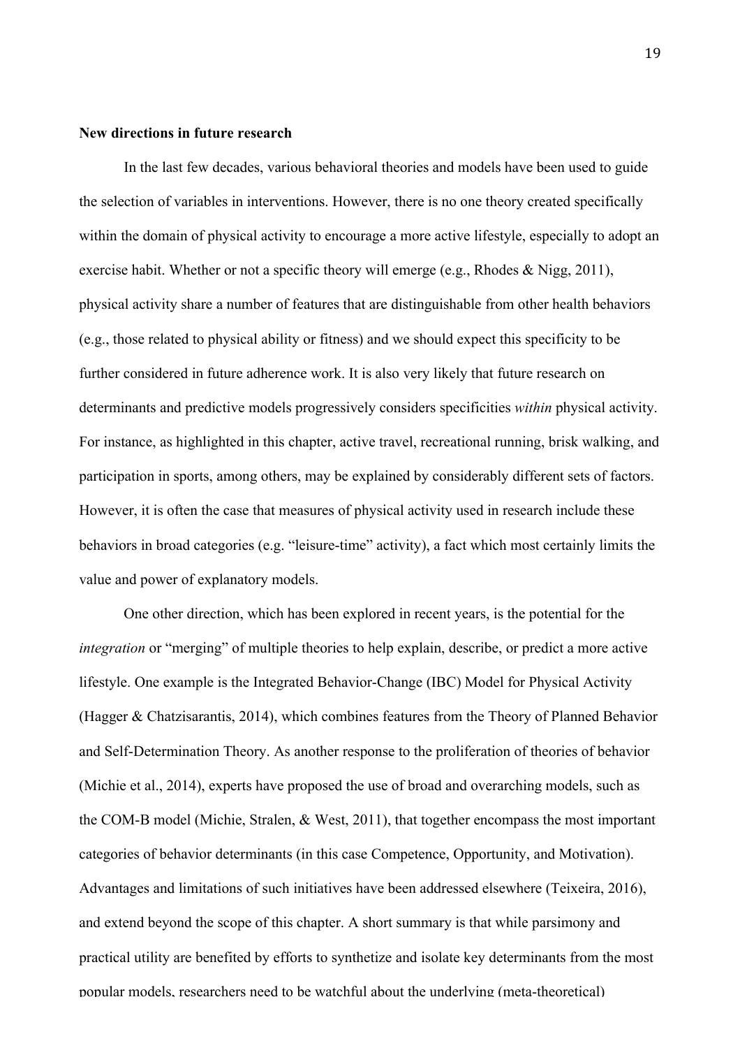**New directions in future research**

In the last few decades, various behavioral theories and models have been used to guide the selection of variables in interventions. However, there is no one theory created specifically within the domain of physical activity to encourage a more active lifestyle, especially to adopt an exercise habit. Whether or not a specific theory will emerge (e.g., Rhodes & Nigg, 2011), physical activity share a number of features that are distinguishable from other health behaviors (e.g., those related to physical ability or fitness) and we should expect this specificity to be further considered in future adherence work. It is also very likely that future research on determinants and predictive models progressively considers specificities *within* physical activity. For instance, as highlighted in this chapter, active travel, recreational running, brisk walking, and participation in sports, among others, may be explained by considerably different sets of factors. However, it is often the case that measures of physical activity used in research include these behaviors in broad categories (e.g. "leisure-time" activity), a fact which most certainly limits the value and power of explanatory models.

One other direction, which has been explored in recent years, is the potential for the *integration* or "merging" of multiple theories to help explain, describe, or predict a more active lifestyle. One example is the Integrated Behavior-Change (IBC) Model for Physical Activity (Hagger & Chatzisarantis, 2014), which combines features from the Theory of Planned Behavior and Self-Determination Theory. As another response to the proliferation of theories of behavior (Michie et al., 2014), experts have proposed the use of broad and overarching models, such as the COM-B model (Michie, Stralen, & West, 2011), that together encompass the most important categories of behavior determinants (in this case Competence, Opportunity, and Motivation). Advantages and limitations of such initiatives have been addressed elsewhere (Teixeira, 2016), and extend beyond the scope of this chapter. A short summary is that while parsimony and practical utility are benefited by efforts to synthetize and isolate key determinants from the most popular models, researchers need to be watchful about the underlying (meta-theoretical)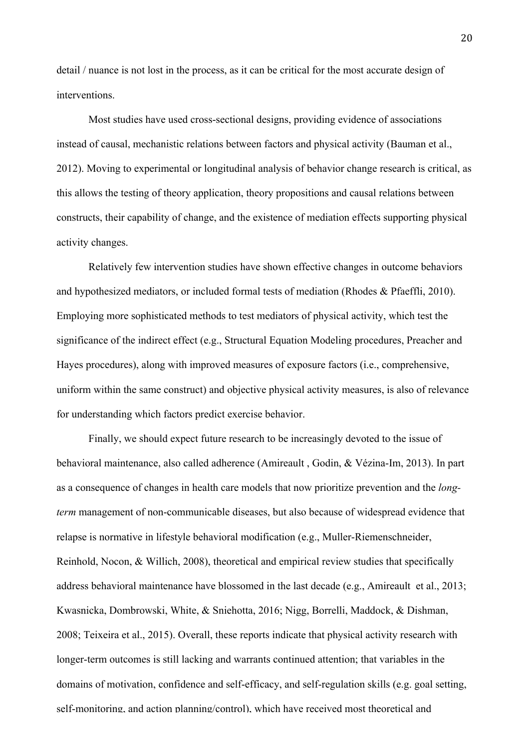detail / nuance is not lost in the process, as it can be critical for the most accurate design of interventions.

Most studies have used cross-sectional designs, providing evidence of associations instead of causal, mechanistic relations between factors and physical activity (Bauman et al., 2012). Moving to experimental or longitudinal analysis of behavior change research is critical, as this allows the testing of theory application, theory propositions and causal relations between constructs, their capability of change, and the existence of mediation effects supporting physical activity changes.

Relatively few intervention studies have shown effective changes in outcome behaviors and hypothesized mediators, or included formal tests of mediation (Rhodes & Pfaeffli, 2010). Employing more sophisticated methods to test mediators of physical activity, which test the significance of the indirect effect (e.g., Structural Equation Modeling procedures, Preacher and Hayes procedures), along with improved measures of exposure factors (i.e., comprehensive, uniform within the same construct) and objective physical activity measures, is also of relevance for understanding which factors predict exercise behavior.

Finally, we should expect future research to be increasingly devoted to the issue of behavioral maintenance, also called adherence (Amireault , Godin, & Vézina-Im, 2013). In part as a consequence of changes in health care models that now prioritize prevention and the *long-term* management of non-communicable diseases, but also because of widespread evidence that relapse is normative in lifestyle behavioral modification (e.g., Muller-Riemenschneider, Reinhold, Nocon, & Willich, 2008), theoretical and empirical review studies that specifically address behavioral maintenance have blossomed in the last decade (e.g., Amireault  et al., 2013; Kwasnicka, Dombrowski, White, & Sniehotta, 2016; Nigg, Borrelli, Maddock, & Dishman, 2008; Teixeira et al., 2015). Overall, these reports indicate that physical activity research with longer-term outcomes is still lacking and warrants continued attention; that variables in the domains of motivation, confidence and self-efficacy, and self-regulation skills (e.g. goal setting, self-monitoring, and action planning/control), which have received most theoretical and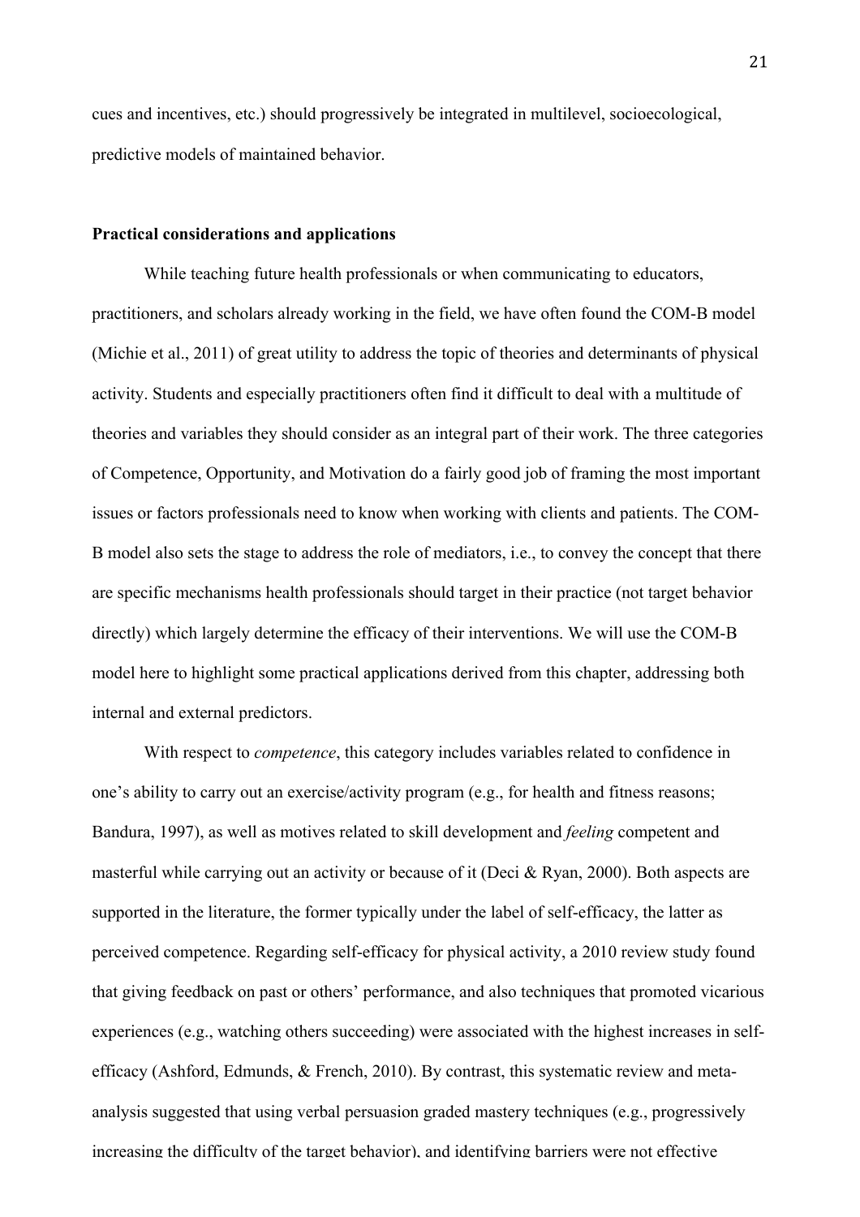cues and incentives, etc.) should progressively be integrated in multilevel, socioecological, predictive models of maintained behavior.

**Practical considerations and applications**

While teaching future health professionals or when communicating to educators, practitioners, and scholars already working in the field, we have often found the COM-B model (Michie et al., 2011) of great utility to address the topic of theories and determinants of physical activity. Students and especially practitioners often find it difficult to deal with a multitude of theories and variables they should consider as an integral part of their work. The three categories of Competence, Opportunity, and Motivation do a fairly good job of framing the most important issues or factors professionals need to know when working with clients and patients. The COM-B model also sets the stage to address the role of mediators, i.e., to convey the concept that there are specific mechanisms health professionals should target in their practice (not target behavior directly) which largely determine the efficacy of their interventions. We will use the COM-B model here to highlight some practical applications derived from this chapter, addressing both internal and external predictors.

With respect to *competence*, this category includes variables related to confidence in one's ability to carry out an exercise/activity program (e.g., for health and fitness reasons; Bandura, 1997), as well as motives related to skill development and *feeling* competent and masterful while carrying out an activity or because of it (Deci & Ryan, 2000). Both aspects are supported in the literature, the former typically under the label of self-efficacy, the latter as perceived competence. Regarding self-efficacy for physical activity, a 2010 review study found that giving feedback on past or others' performance, and also techniques that promoted vicarious experiences (e.g., watching others succeeding) were associated with the highest increases in self-efficacy (Ashford, Edmunds, & French, 2010). By contrast, this systematic review and meta-analysis suggested that using verbal persuasion graded mastery techniques (e.g., progressively increasing the difficulty of the target behavior), and identifying barriers were not effective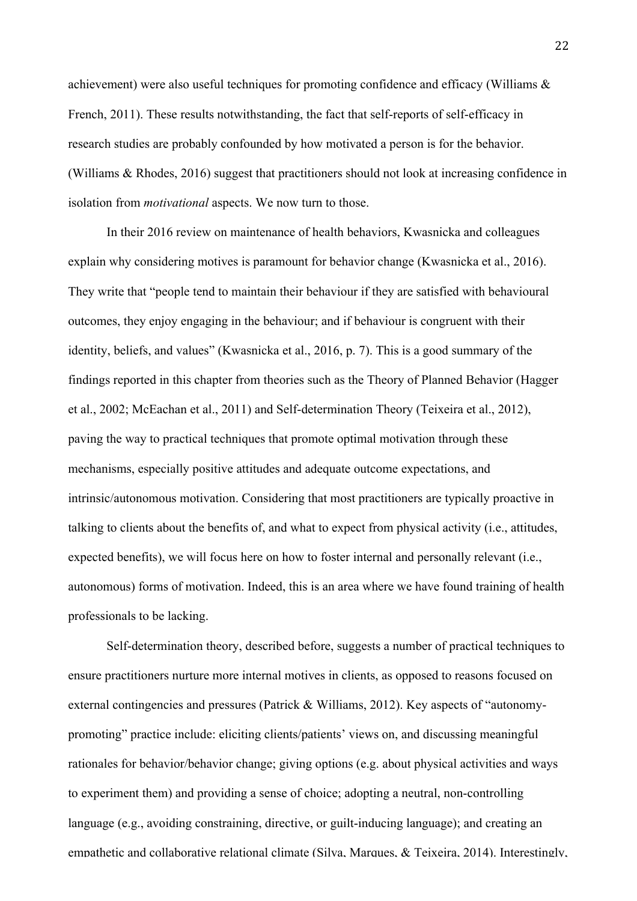achievement) were also useful techniques for promoting confidence and efficacy (Williams & French, 2011). These results notwithstanding, the fact that self-reports of self-efficacy in research studies are probably confounded by how motivated a person is for the behavior. (Williams & Rhodes, 2016) suggest that practitioners should not look at increasing confidence in isolation from *motivational* aspects. We now turn to those.

In their 2016 review on maintenance of health behaviors, Kwasnicka and colleagues explain why considering motives is paramount for behavior change (Kwasnicka et al., 2016). They write that "people tend to maintain their behaviour if they are satisfied with behavioural outcomes, they enjoy engaging in the behaviour; and if behaviour is congruent with their identity, beliefs, and values" (Kwasnicka et al., 2016, p. 7). This is a good summary of the findings reported in this chapter from theories such as the Theory of Planned Behavior (Hagger et al., 2002; McEachan et al., 2011) and Self-determination Theory (Teixeira et al., 2012), paving the way to practical techniques that promote optimal motivation through these mechanisms, especially positive attitudes and adequate outcome expectations, and intrinsic/autonomous motivation. Considering that most practitioners are typically proactive in talking to clients about the benefits of, and what to expect from physical activity (i.e., attitudes, expected benefits), we will focus here on how to foster internal and personally relevant (i.e., autonomous) forms of motivation. Indeed, this is an area where we have found training of health professionals to be lacking.

Self-determination theory, described before, suggests a number of practical techniques to ensure practitioners nurture more internal motives in clients, as opposed to reasons focused on external contingencies and pressures (Patrick & Williams, 2012). Key aspects of "autonomy-promoting" practice include: eliciting clients/patients' views on, and discussing meaningful rationales for behavior/behavior change; giving options (e.g. about physical activities and ways to experiment them) and providing a sense of choice; adopting a neutral, non-controlling language (e.g., avoiding constraining, directive, or guilt-inducing language); and creating an empathetic and collaborative relational climate (Silva, Marques, & Teixeira, 2014). Interestingly,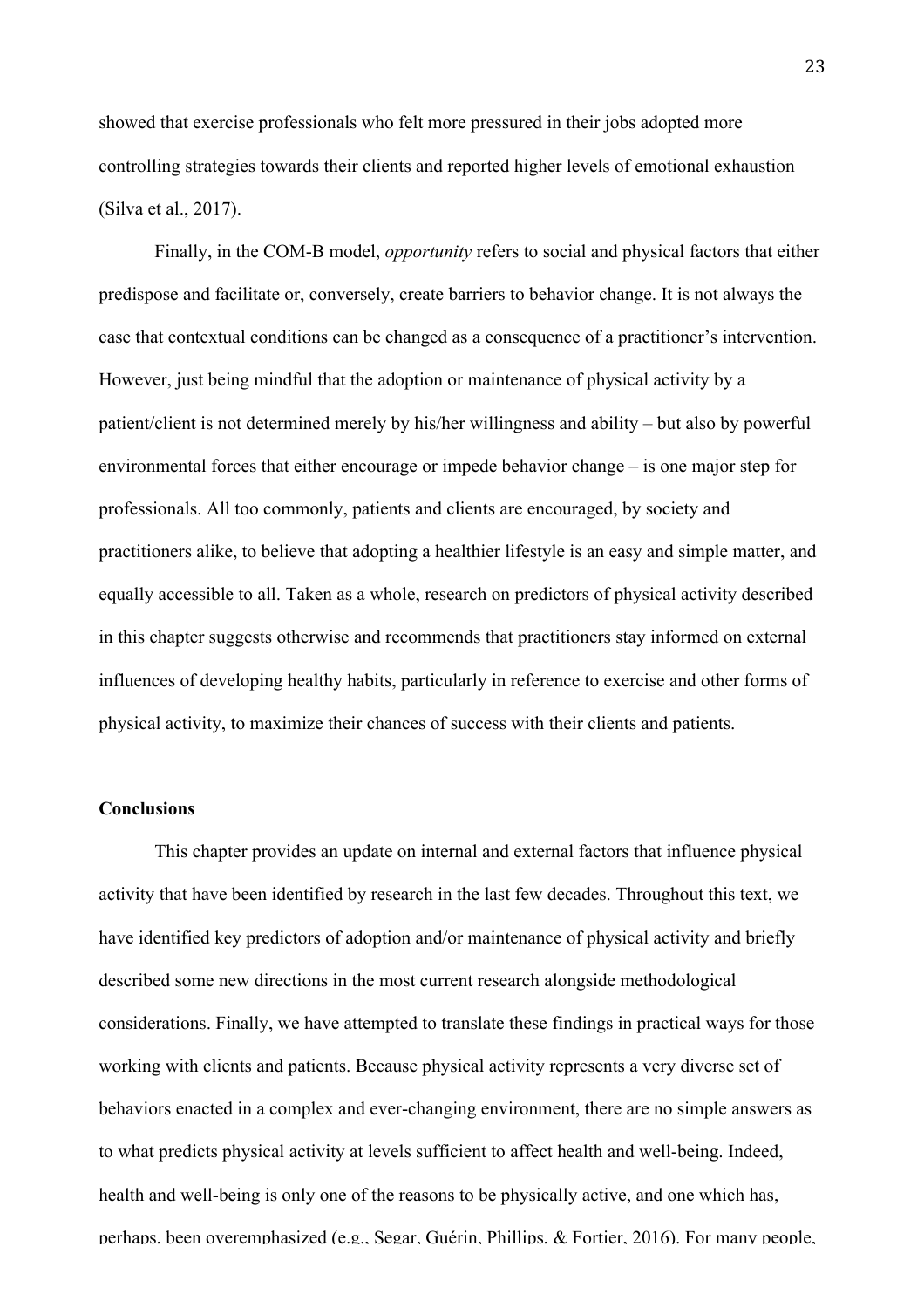showed that exercise professionals who felt more pressured in their jobs adopted more controlling strategies towards their clients and reported higher levels of emotional exhaustion (Silva et al., 2017).

Finally, in the COM-B model, *opportunity* refers to social and physical factors that either predispose and facilitate or, conversely, create barriers to behavior change. It is not always the case that contextual conditions can be changed as a consequence of a practitioner's intervention. However, just being mindful that the adoption or maintenance of physical activity by a patient/client is not determined merely by his/her willingness and ability – but also by powerful environmental forces that either encourage or impede behavior change – is one major step for professionals. All too commonly, patients and clients are encouraged, by society and practitioners alike, to believe that adopting a healthier lifestyle is an easy and simple matter, and equally accessible to all. Taken as a whole, research on predictors of physical activity described in this chapter suggests otherwise and recommends that practitioners stay informed on external influences of developing healthy habits, particularly in reference to exercise and other forms of physical activity, to maximize their chances of success with their clients and patients.

**Conclusions**

This chapter provides an update on internal and external factors that influence physical activity that have been identified by research in the last few decades. Throughout this text, we have identified key predictors of adoption and/or maintenance of physical activity and briefly described some new directions in the most current research alongside methodological considerations. Finally, we have attempted to translate these findings in practical ways for those working with clients and patients. Because physical activity represents a very diverse set of behaviors enacted in a complex and ever-changing environment, there are no simple answers as to what predicts physical activity at levels sufficient to affect health and well-being. Indeed, health and well-being is only one of the reasons to be physically active, and one which has, perhaps, been overemphasized (e.g., Segar, Guérin, Phillips, & Fortier, 2016). For many people,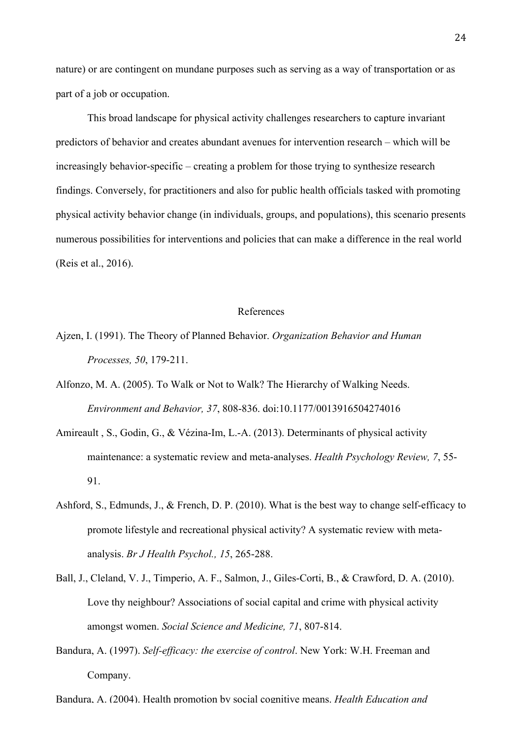nature) or are contingent on mundane purposes such as serving as a way of transportation or as part of a job or occupation.

This broad landscape for physical activity challenges researchers to capture invariant predictors of behavior and creates abundant avenues for intervention research – which will be increasingly behavior-specific – creating a problem for those trying to synthesize research findings. Conversely, for practitioners and also for public health officials tasked with promoting physical activity behavior change (in individuals, groups, and populations), this scenario presents numerous possibilities for interventions and policies that can make a difference in the real world (Reis et al., 2016).

## References

Ajzen, I. (1991). The Theory of Planned Behavior. *Organization Behavior and Human Processes, 50*, 179-211.

Alfonzo, M. A. (2005). To Walk or Not to Walk? The Hierarchy of Walking Needs. *Environment and Behavior, 37*, 808-836. doi:10.1177/0013916504274016

Amireault , S., Godin, G., & Vézina-Im, L.-A. (2013). Determinants of physical activity maintenance: a systematic review and meta-analyses. *Health Psychology Review, 7*, 55-91.

Ashford, S., Edmunds, J., & French, D. P. (2010). What is the best way to change self-efficacy to promote lifestyle and recreational physical activity? A systematic review with meta-analysis. *Br J Health Psychol., 15*, 265-288.

Ball, J., Cleland, V. J., Timperio, A. F., Salmon, J., Giles-Corti, B., & Crawford, D. A. (2010). Love thy neighbour? Associations of social capital and crime with physical activity amongst women. *Social Science and Medicine, 71*, 807-814.

Bandura, A. (1997). *Self-efficacy: the exercise of control*. New York: W.H. Freeman and Company.

Bandura, A. (2004). Health promotion by social cognitive means. *Health Education and*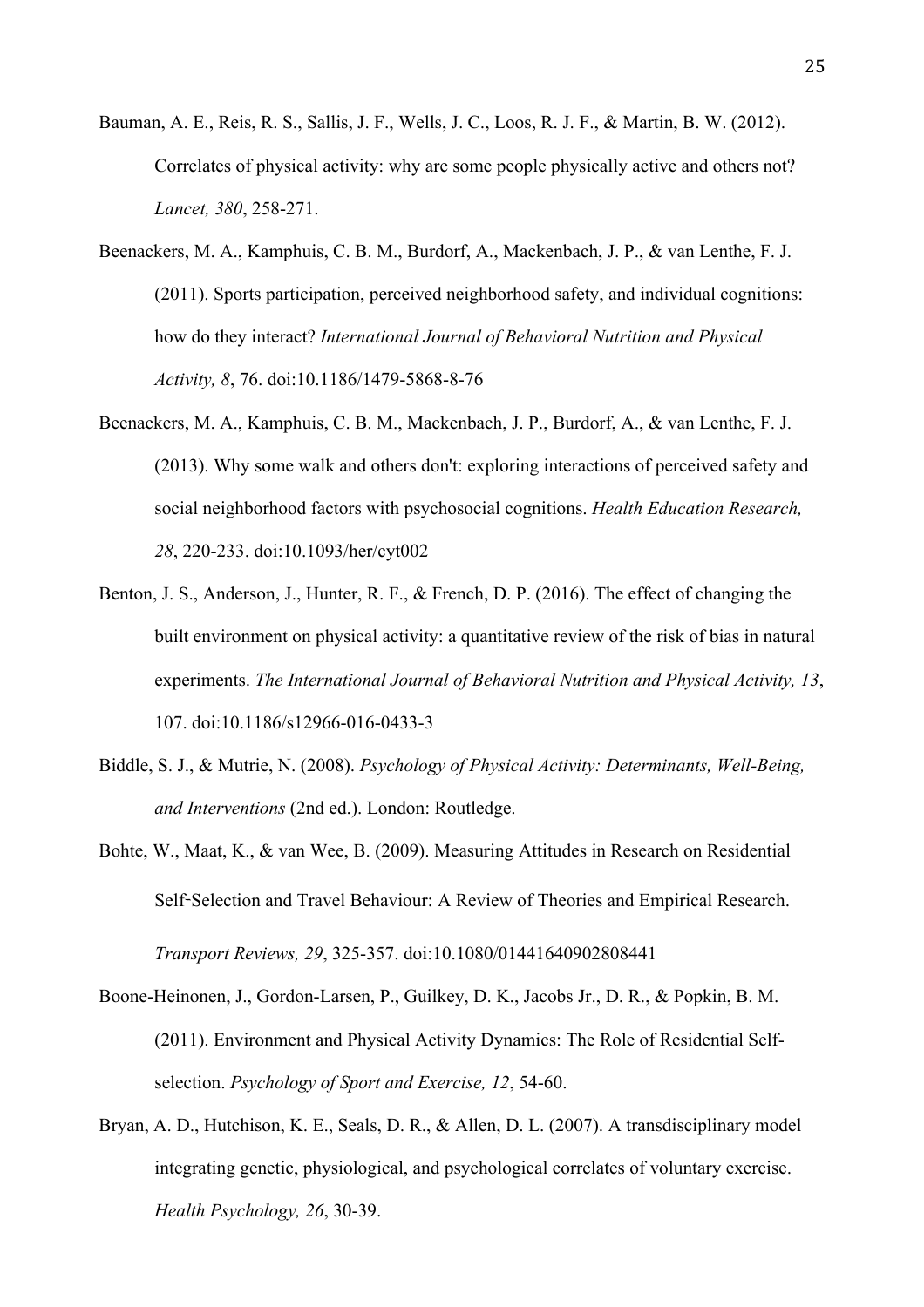Bauman, A. E., Reis, R. S., Sallis, J. F., Wells, J. C., Loos, R. J. F., & Martin, B. W. (2012). Correlates of physical activity: why are some people physically active and others not? *Lancet, 380*, 258-271.

Beenackers, M. A., Kamphuis, C. B. M., Burdorf, A., Mackenbach, J. P., & van Lenthe, F. J. (2011). Sports participation, perceived neighborhood safety, and individual cognitions: how do they interact? *International Journal of Behavioral Nutrition and Physical Activity, 8*, 76. doi:10.1186/1479-5868-8-76

Beenackers, M. A., Kamphuis, C. B. M., Mackenbach, J. P., Burdorf, A., & van Lenthe, F. J. (2013). Why some walk and others don't: exploring interactions of perceived safety and social neighborhood factors with psychosocial cognitions. *Health Education Research, 28*, 220-233. doi:10.1093/her/cyt002

Benton, J. S., Anderson, J., Hunter, R. F., & French, D. P. (2016). The effect of changing the built environment on physical activity: a quantitative review of the risk of bias in natural experiments. *The International Journal of Behavioral Nutrition and Physical Activity, 13*, 107. doi:10.1186/s12966-016-0433-3

Biddle, S. J., & Mutrie, N. (2008). *Psychology of Physical Activity: Determinants, Well-Being, and Interventions* (2nd ed.). London: Routledge.

Bohte, W., Maat, K., & van Wee, B. (2009). Measuring Attitudes in Research on Residential Self-Selection and Travel Behaviour: A Review of Theories and Empirical Research. *Transport Reviews, 29*, 325-357. doi:10.1080/01441640902808441

Boone-Heinonen, J., Gordon-Larsen, P., Guilkey, D. K., Jacobs Jr., D. R., & Popkin, B. M. (2011). Environment and Physical Activity Dynamics: The Role of Residential Self-selection. *Psychology of Sport and Exercise, 12*, 54-60.

Bryan, A. D., Hutchison, K. E., Seals, D. R., & Allen, D. L. (2007). A transdisciplinary model integrating genetic, physiological, and psychological correlates of voluntary exercise. *Health Psychology, 26*, 30-39.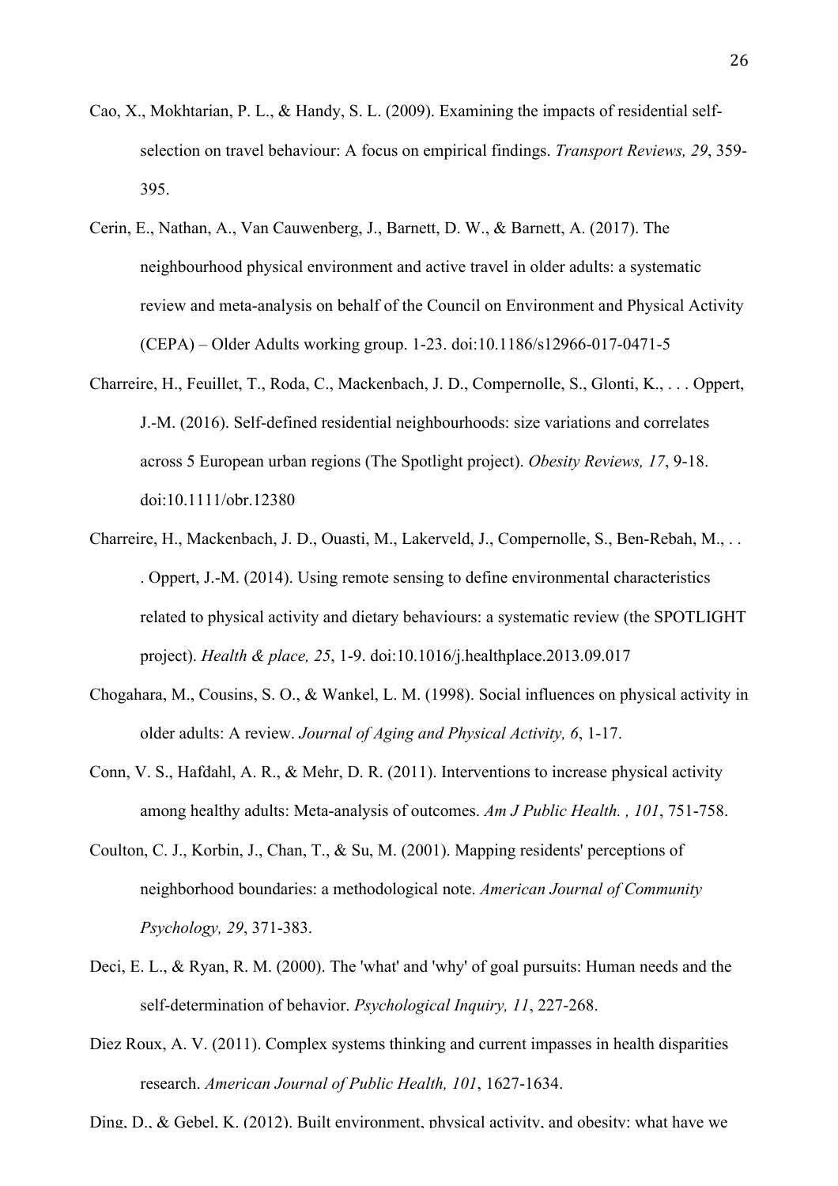Cao, X., Mokhtarian, P. L., & Handy, S. L. (2009). Examining the impacts of residential self-selection on travel behaviour: A focus on empirical findings. *Transport Reviews, 29*, 359-395.

Cerin, E., Nathan, A., Van Cauwenberg, J., Barnett, D. W., & Barnett, A. (2017). The neighbourhood physical environment and active travel in older adults: a systematic review and meta-analysis on behalf of the Council on Environment and Physical Activity (CEPA) – Older Adults working group. 1-23. doi:10.1186/s12966-017-0471-5

Charreire, H., Feuillet, T., Roda, C., Mackenbach, J. D., Compernolle, S., Glonti, K., . . . Oppert, J.-M. (2016). Self-defined residential neighbourhoods: size variations and correlates across 5 European urban regions (The Spotlight project). *Obesity Reviews, 17*, 9-18. doi:10.1111/obr.12380

Charreire, H., Mackenbach, J. D., Ouasti, M., Lakerveld, J., Compernolle, S., Ben-Rebah, M., . . . Oppert, J.-M. (2014). Using remote sensing to define environmental characteristics related to physical activity and dietary behaviours: a systematic review (the SPOTLIGHT project). *Health & place, 25*, 1-9. doi:10.1016/j.healthplace.2013.09.017

Chogahara, M., Cousins, S. O., & Wankel, L. M. (1998). Social influences on physical activity in older adults: A review. *Journal of Aging and Physical Activity, 6*, 1-17.

Conn, V. S., Hafdahl, A. R., & Mehr, D. R. (2011). Interventions to increase physical activity among healthy adults: Meta-analysis of outcomes. *Am J Public Health. , 101*, 751-758.

Coulton, C. J., Korbin, J., Chan, T., & Su, M. (2001). Mapping residents' perceptions of neighborhood boundaries: a methodological note. *American Journal of Community Psychology, 29*, 371-383.

Deci, E. L., & Ryan, R. M. (2000). The 'what' and 'why' of goal pursuits: Human needs and the self-determination of behavior. *Psychological Inquiry, 11*, 227-268.

Diez Roux, A. V. (2011). Complex systems thinking and current impasses in health disparities research. *American Journal of Public Health, 101*, 1627-1634.

Ding, D., & Gebel, K. (2012). Built environment, physical activity, and obesity: what have we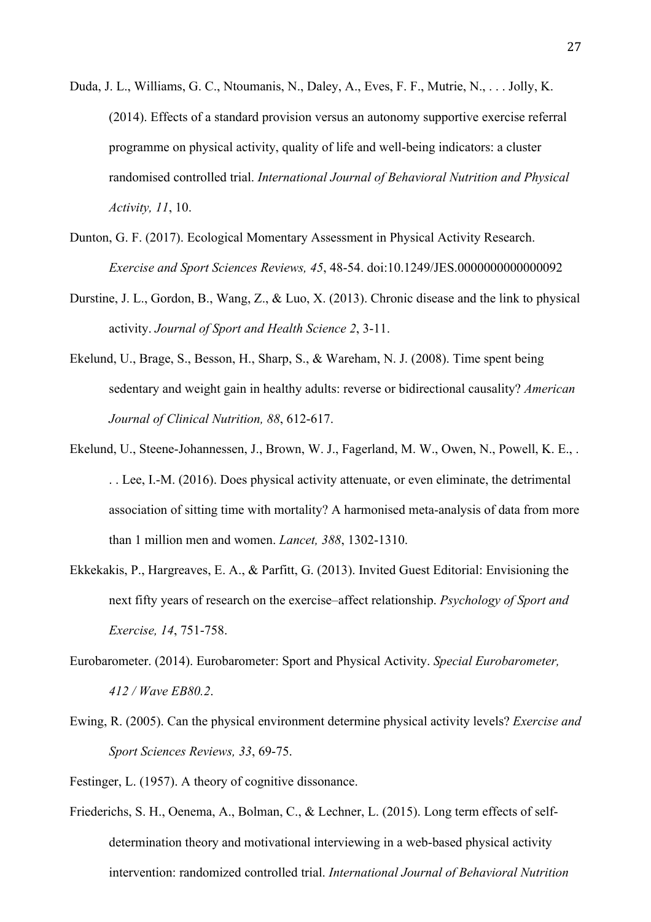Duda, J. L., Williams, G. C., Ntoumanis, N., Daley, A., Eves, F. F., Mutrie, N., . . . Jolly, K. (2014). Effects of a standard provision versus an autonomy supportive exercise referral programme on physical activity, quality of life and well-being indicators: a cluster randomised controlled trial. *International Journal of Behavioral Nutrition and Physical Activity, 11*, 10.

Dunton, G. F. (2017). Ecological Momentary Assessment in Physical Activity Research. *Exercise and Sport Sciences Reviews, 45*, 48-54. doi:10.1249/JES.0000000000000092

Durstine, J. L., Gordon, B., Wang, Z., & Luo, X. (2013). Chronic disease and the link to physical activity. *Journal of Sport and Health Science 2*, 3-11.

Ekelund, U., Brage, S., Besson, H., Sharp, S., & Wareham, N. J. (2008). Time spent being sedentary and weight gain in healthy adults: reverse or bidirectional causality? *American Journal of Clinical Nutrition, 88*, 612-617.

Ekelund, U., Steene-Johannessen, J., Brown, W. J., Fagerland, M. W., Owen, N., Powell, K. E., . . . Lee, I.-M. (2016). Does physical activity attenuate, or even eliminate, the detrimental association of sitting time with mortality? A harmonised meta-analysis of data from more than 1 million men and women. *Lancet, 388*, 1302-1310.

Ekkekakis, P., Hargreaves, E. A., & Parfitt, G. (2013). Invited Guest Editorial: Envisioning the next fifty years of research on the exercise–affect relationship. *Psychology of Sport and Exercise, 14*, 751-758.

Eurobarometer. (2014). Eurobarometer: Sport and Physical Activity. *Special Eurobarometer, 412 / Wave EB80.2*.

Ewing, R. (2005). Can the physical environment determine physical activity levels? *Exercise and Sport Sciences Reviews, 33*, 69-75.

Festinger, L. (1957). A theory of cognitive dissonance.

Friederichs, S. H., Oenema, A., Bolman, C., & Lechner, L. (2015). Long term effects of self-determination theory and motivational interviewing in a web-based physical activity intervention: randomized controlled trial. *International Journal of Behavioral Nutrition*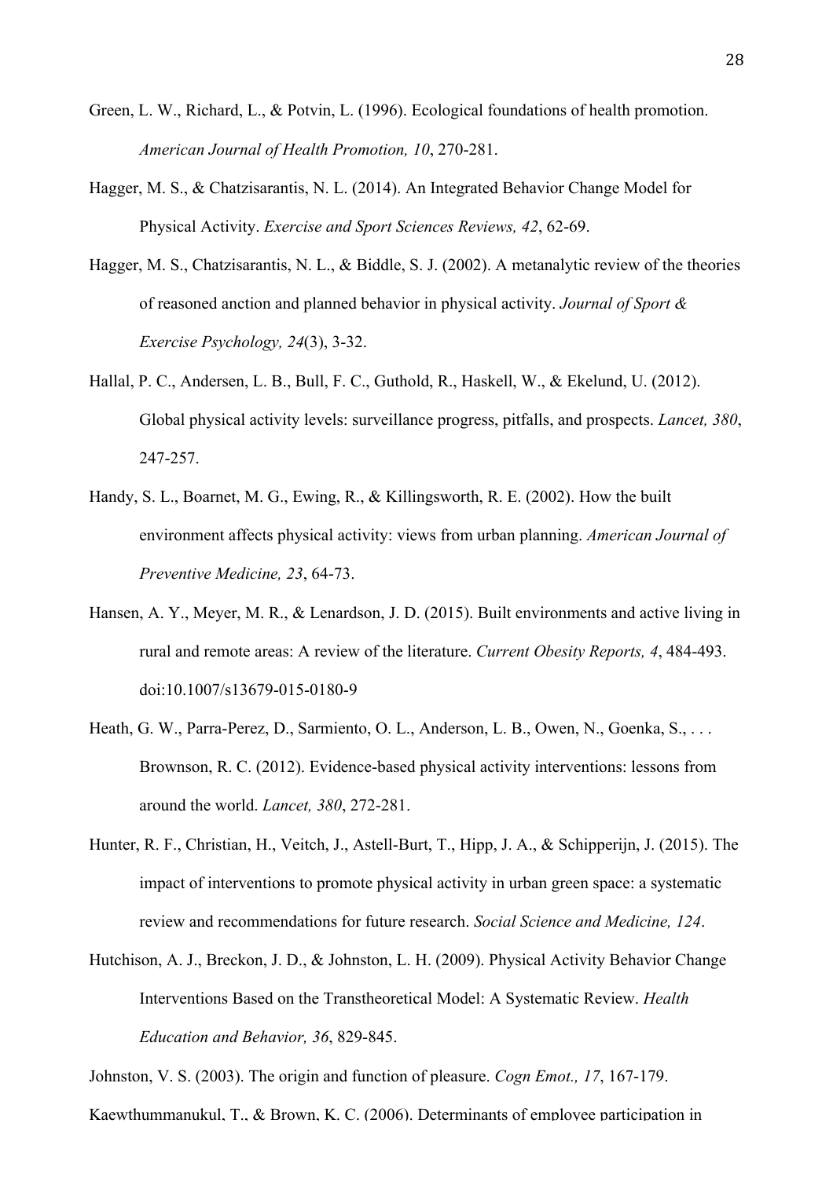Green, L. W., Richard, L., & Potvin, L. (1996). Ecological foundations of health promotion. *American Journal of Health Promotion, 10*, 270-281.

Hagger, M. S., & Chatzisarantis, N. L. (2014). An Integrated Behavior Change Model for Physical Activity. *Exercise and Sport Sciences Reviews, 42*, 62-69.

Hagger, M. S., Chatzisarantis, N. L., & Biddle, S. J. (2002). A metanalytic review of the theories of reasoned anction and planned behavior in physical activity. *Journal of Sport & Exercise Psychology, 24*(3), 3-32.

Hallal, P. C., Andersen, L. B., Bull, F. C., Guthold, R., Haskell, W., & Ekelund, U. (2012). Global physical activity levels: surveillance progress, pitfalls, and prospects. *Lancet, 380*, 247-257.

Handy, S. L., Boarnet, M. G., Ewing, R., & Killingsworth, R. E. (2002). How the built environment affects physical activity: views from urban planning. *American Journal of Preventive Medicine, 23*, 64-73.

Hansen, A. Y., Meyer, M. R., & Lenardson, J. D. (2015). Built environments and active living in rural and remote areas: A review of the literature. *Current Obesity Reports, 4*, 484-493. doi:10.1007/s13679-015-0180-9

Heath, G. W., Parra-Perez, D., Sarmiento, O. L., Anderson, L. B., Owen, N., Goenka, S., . . . Brownson, R. C. (2012). Evidence-based physical activity interventions: lessons from around the world. *Lancet, 380*, 272-281.

Hunter, R. F., Christian, H., Veitch, J., Astell-Burt, T., Hipp, J. A., & Schipperijn, J. (2015). The impact of interventions to promote physical activity in urban green space: a systematic review and recommendations for future research. *Social Science and Medicine, 124*.

Hutchison, A. J., Breckon, J. D., & Johnston, L. H. (2009). Physical Activity Behavior Change Interventions Based on the Transtheoretical Model: A Systematic Review. *Health Education and Behavior, 36*, 829-845.

Johnston, V. S. (2003). The origin and function of pleasure. *Cogn Emot., 17*, 167-179.

Kaewthummanukul, T., & Brown, K. C. (2006). Determinants of employee participation in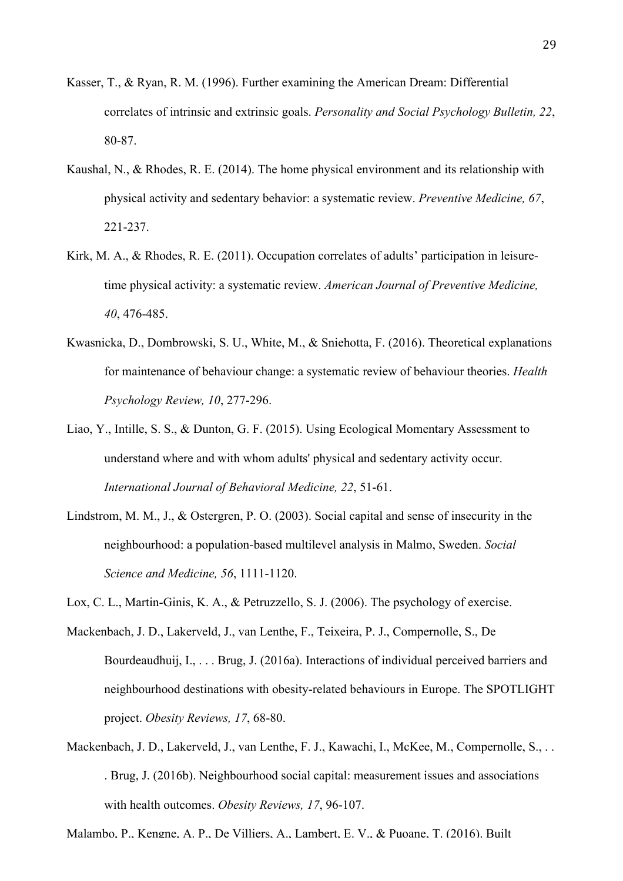Kasser, T., & Ryan, R. M. (1996). Further examining the American Dream: Differential correlates of intrinsic and extrinsic goals. *Personality and Social Psychology Bulletin, 22*, 80-87.

Kaushal, N., & Rhodes, R. E. (2014). The home physical environment and its relationship with physical activity and sedentary behavior: a systematic review. *Preventive Medicine, 67*, 221-237.

Kirk, M. A., & Rhodes, R. E. (2011). Occupation correlates of adults' participation in leisure-time physical activity: a systematic review. *American Journal of Preventive Medicine, 40*, 476-485.

Kwasnicka, D., Dombrowski, S. U., White, M., & Sniehotta, F. (2016). Theoretical explanations for maintenance of behaviour change: a systematic review of behaviour theories. *Health Psychology Review, 10*, 277-296.

Liao, Y., Intille, S. S., & Dunton, G. F. (2015). Using Ecological Momentary Assessment to understand where and with whom adults' physical and sedentary activity occur. *International Journal of Behavioral Medicine, 22*, 51-61.

Lindstrom, M. M., J., & Ostergren, P. O. (2003). Social capital and sense of insecurity in the neighbourhood: a population-based multilevel analysis in Malmo, Sweden. *Social Science and Medicine, 56*, 1111-1120.

Lox, C. L., Martin-Ginis, K. A., & Petruzzello, S. J. (2006). The psychology of exercise.

Mackenbach, J. D., Lakerveld, J., van Lenthe, F., Teixeira, P. J., Compernolle, S., De Bourdeaudhuij, I., . . . Brug, J. (2016a). Interactions of individual perceived barriers and neighbourhood destinations with obesity-related behaviours in Europe. The SPOTLIGHT project. *Obesity Reviews, 17*, 68-80.

Mackenbach, J. D., Lakerveld, J., van Lenthe, F. J., Kawachi, I., McKee, M., Compernolle, S., . . . Brug, J. (2016b). Neighbourhood social capital: measurement issues and associations with health outcomes. *Obesity Reviews, 17*, 96-107.

Malambo, P., Kengne, A. P., De Villiers, A., Lambert, E. V., & Puoane, T. (2016). Built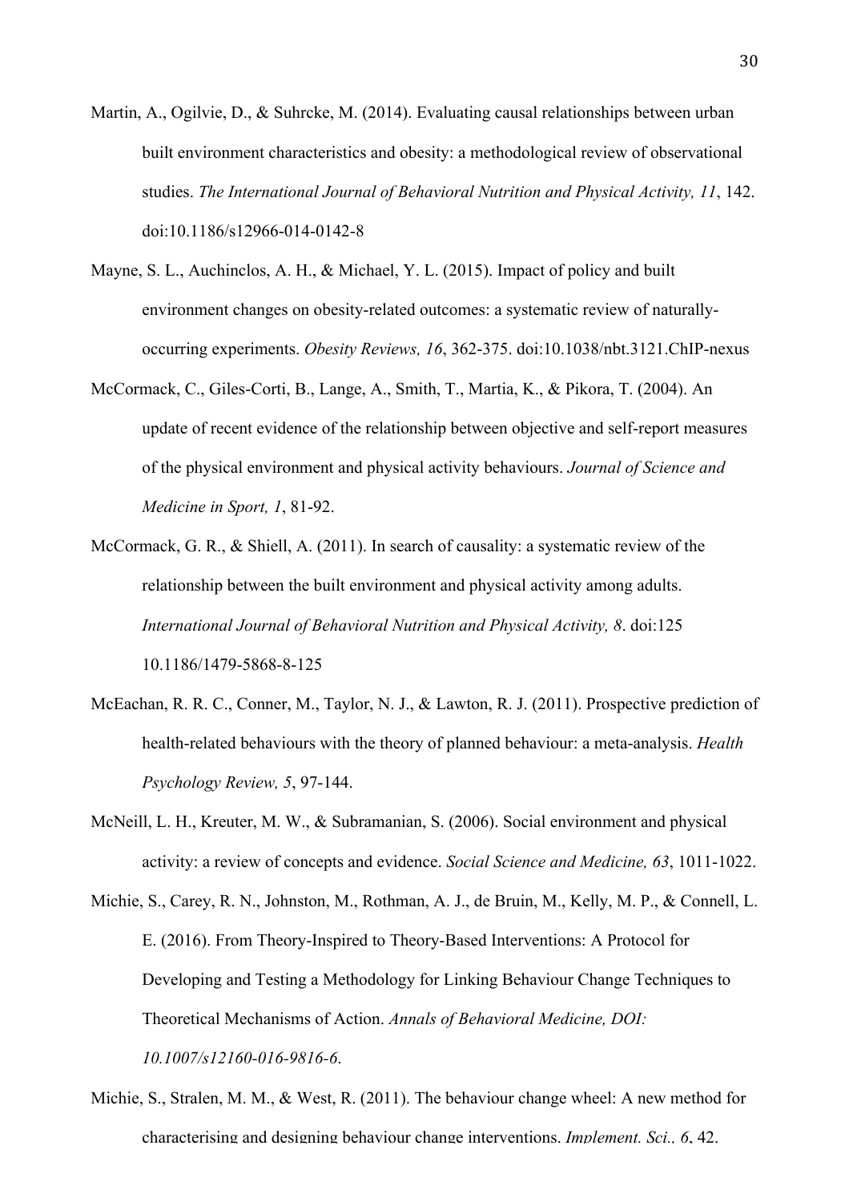Martin, A., Ogilvie, D., & Suhrcke, M. (2014). Evaluating causal relationships between urban built environment characteristics and obesity: a methodological review of observational studies. *The International Journal of Behavioral Nutrition and Physical Activity, 11*, 142. doi:10.1186/s12966-014-0142-8

Mayne, S. L., Auchinclos, A. H., & Michael, Y. L. (2015). Impact of policy and built environment changes on obesity-related outcomes: a systematic review of naturally-occurring experiments. *Obesity Reviews, 16*, 362-375. doi:10.1038/nbt.3121.ChIP-nexus

McCormack, C., Giles-Corti, B., Lange, A., Smith, T., Martia, K., & Pikora, T. (2004). An update of recent evidence of the relationship between objective and self-report measures of the physical environment and physical activity behaviours. *Journal of Science and Medicine in Sport, 1*, 81-92.

McCormack, G. R., & Shiell, A. (2011). In search of causality: a systematic review of the relationship between the built environment and physical activity among adults. *International Journal of Behavioral Nutrition and Physical Activity, 8*. doi:125 10.1186/1479-5868-8-125

McEachan, R. R. C., Conner, M., Taylor, N. J., & Lawton, R. J. (2011). Prospective prediction of health-related behaviours with the theory of planned behaviour: a meta-analysis. *Health Psychology Review, 5*, 97-144.

McNeill, L. H., Kreuter, M. W., & Subramanian, S. (2006). Social environment and physical activity: a review of concepts and evidence. *Social Science and Medicine, 63*, 1011-1022.

Michie, S., Carey, R. N., Johnston, M., Rothman, A. J., de Bruin, M., Kelly, M. P., & Connell, L. E. (2016). From Theory-Inspired to Theory-Based Interventions: A Protocol for Developing and Testing a Methodology for Linking Behaviour Change Techniques to Theoretical Mechanisms of Action. *Annals of Behavioral Medicine, DOI: 10.1007/s12160-016-9816-6*.

Michie, S., Stralen, M. M., & West, R. (2011). The behaviour change wheel: A new method for characterising and designing behaviour change interventions. *Implement. Sci., 6*, 42.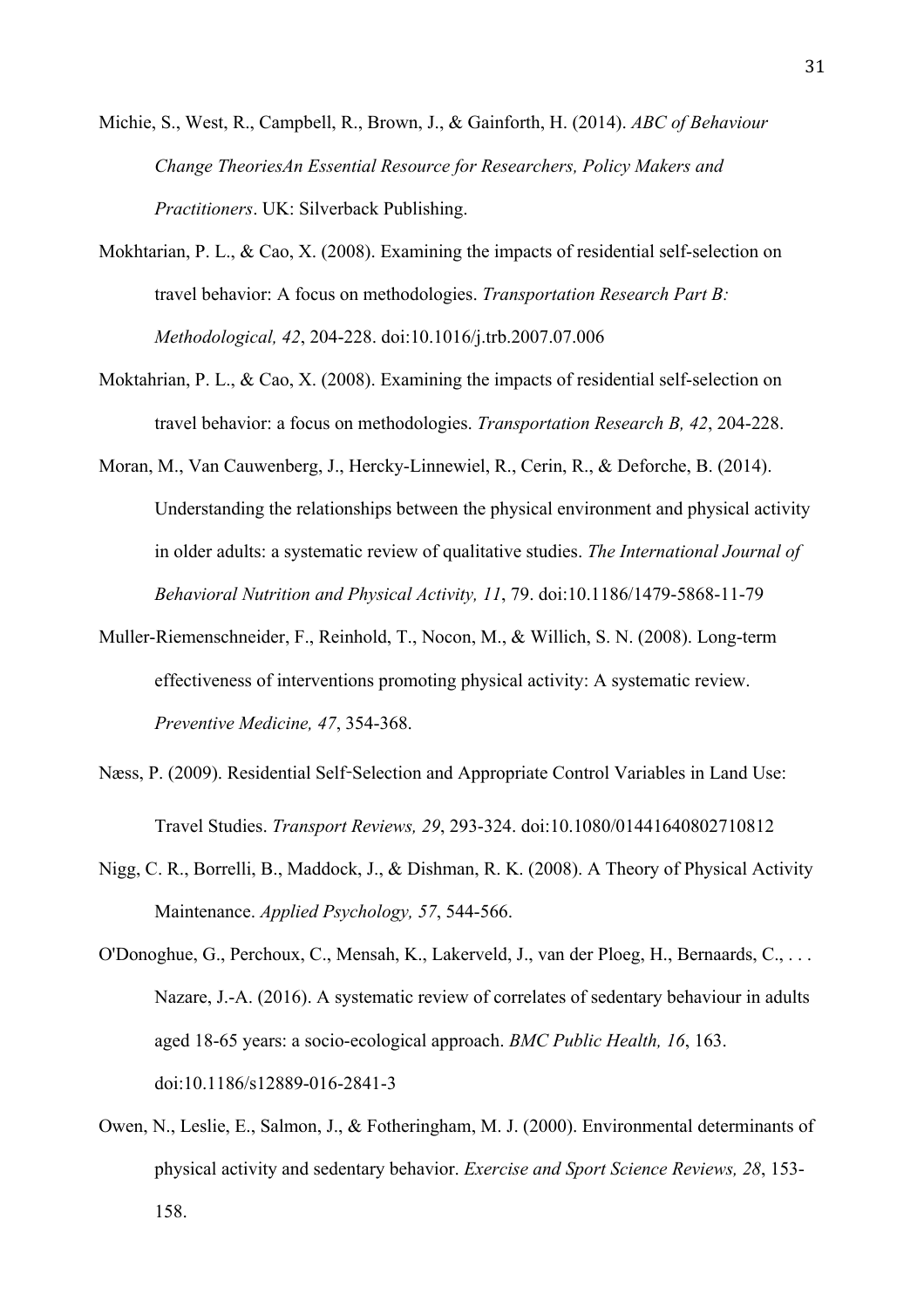Michie, S., West, R., Campbell, R., Brown, J., & Gainforth, H. (2014). *ABC of Behaviour Change TheoriesAn Essential Resource for Researchers, Policy Makers and Practitioners*. UK: Silverback Publishing.

Mokhtarian, P. L., & Cao, X. (2008). Examining the impacts of residential self-selection on travel behavior: A focus on methodologies. *Transportation Research Part B: Methodological, 42*, 204-228. doi:10.1016/j.trb.2007.07.006

Moktahrian, P. L., & Cao, X. (2008). Examining the impacts of residential self-selection on travel behavior: a focus on methodologies. *Transportation Research B, 42*, 204-228.

Moran, M., Van Cauwenberg, J., Hercky-Linnewiel, R., Cerin, R., & Deforche, B. (2014). Understanding the relationships between the physical environment and physical activity in older adults: a systematic review of qualitative studies. *The International Journal of Behavioral Nutrition and Physical Activity, 11*, 79. doi:10.1186/1479-5868-11-79

Muller-Riemenschneider, F., Reinhold, T., Nocon, M., & Willich, S. N. (2008). Long-term effectiveness of interventions promoting physical activity: A systematic review. *Preventive Medicine, 47*, 354-368.

Næss, P. (2009). Residential Self‐Selection and Appropriate Control Variables in Land Use: Travel Studies. *Transport Reviews, 29*, 293-324. doi:10.1080/01441640802710812

Nigg, C. R., Borrelli, B., Maddock, J., & Dishman, R. K. (2008). A Theory of Physical Activity Maintenance. *Applied Psychology, 57*, 544-566.

O'Donoghue, G., Perchoux, C., Mensah, K., Lakerveld, J., van der Ploeg, H., Bernaards, C., . . . Nazare, J.-A. (2016). A systematic review of correlates of sedentary behaviour in adults aged 18-65 years: a socio-ecological approach. *BMC Public Health, 16*, 163. doi:10.1186/s12889-016-2841-3

Owen, N., Leslie, E., Salmon, J., & Fotheringham, M. J. (2000). Environmental determinants of physical activity and sedentary behavior. *Exercise and Sport Science Reviews, 28*, 153-158.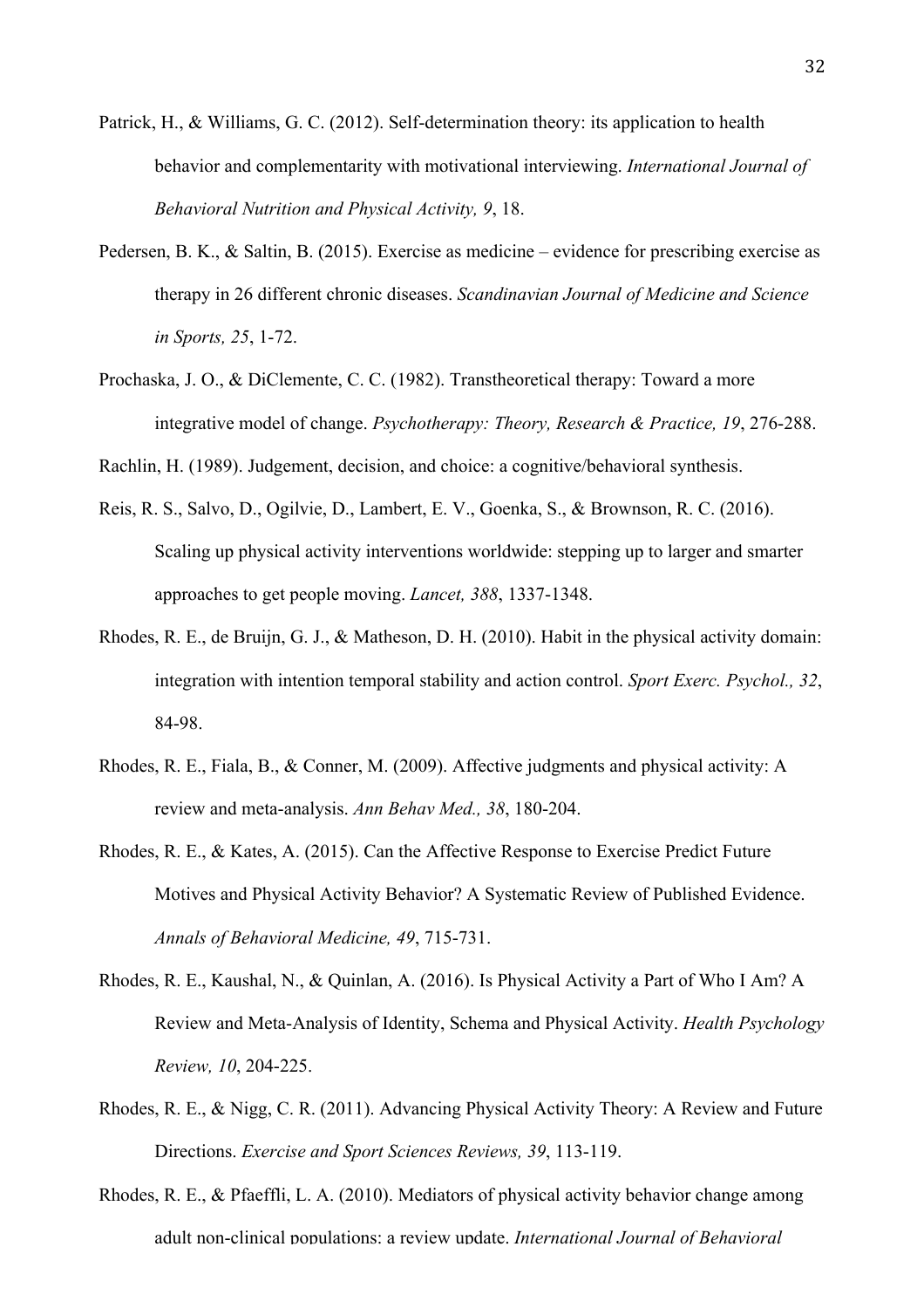Patrick, H., & Williams, G. C. (2012). Self-determination theory: its application to health behavior and complementarity with motivational interviewing. *International Journal of Behavioral Nutrition and Physical Activity, 9*, 18.

Pedersen, B. K., & Saltin, B. (2015). Exercise as medicine – evidence for prescribing exercise as therapy in 26 different chronic diseases. *Scandinavian Journal of Medicine and Science in Sports, 25*, 1-72.

Prochaska, J. O., & DiClemente, C. C. (1982). Transtheoretical therapy: Toward a more integrative model of change. *Psychotherapy: Theory, Research & Practice, 19*, 276-288.

Rachlin, H. (1989). Judgement, decision, and choice: a cognitive/behavioral synthesis.

Reis, R. S., Salvo, D., Ogilvie, D., Lambert, E. V., Goenka, S., & Brownson, R. C. (2016). Scaling up physical activity interventions worldwide: stepping up to larger and smarter approaches to get people moving. *Lancet, 388*, 1337-1348.

Rhodes, R. E., de Bruijn, G. J., & Matheson, D. H. (2010). Habit in the physical activity domain: integration with intention temporal stability and action control. *Sport Exerc. Psychol., 32*, 84-98.

Rhodes, R. E., Fiala, B., & Conner, M. (2009). Affective judgments and physical activity: A review and meta-analysis. *Ann Behav Med., 38*, 180-204.

Rhodes, R. E., & Kates, A. (2015). Can the Affective Response to Exercise Predict Future Motives and Physical Activity Behavior? A Systematic Review of Published Evidence. *Annals of Behavioral Medicine, 49*, 715-731.

Rhodes, R. E., Kaushal, N., & Quinlan, A. (2016). Is Physical Activity a Part of Who I Am? A Review and Meta-Analysis of Identity, Schema and Physical Activity. *Health Psychology Review, 10*, 204-225.

Rhodes, R. E., & Nigg, C. R. (2011). Advancing Physical Activity Theory: A Review and Future Directions. *Exercise and Sport Sciences Reviews, 39*, 113-119.

Rhodes, R. E., & Pfaeffli, L. A. (2010). Mediators of physical activity behavior change among adult non-clinical populations: a review update. *International Journal of Behavioral*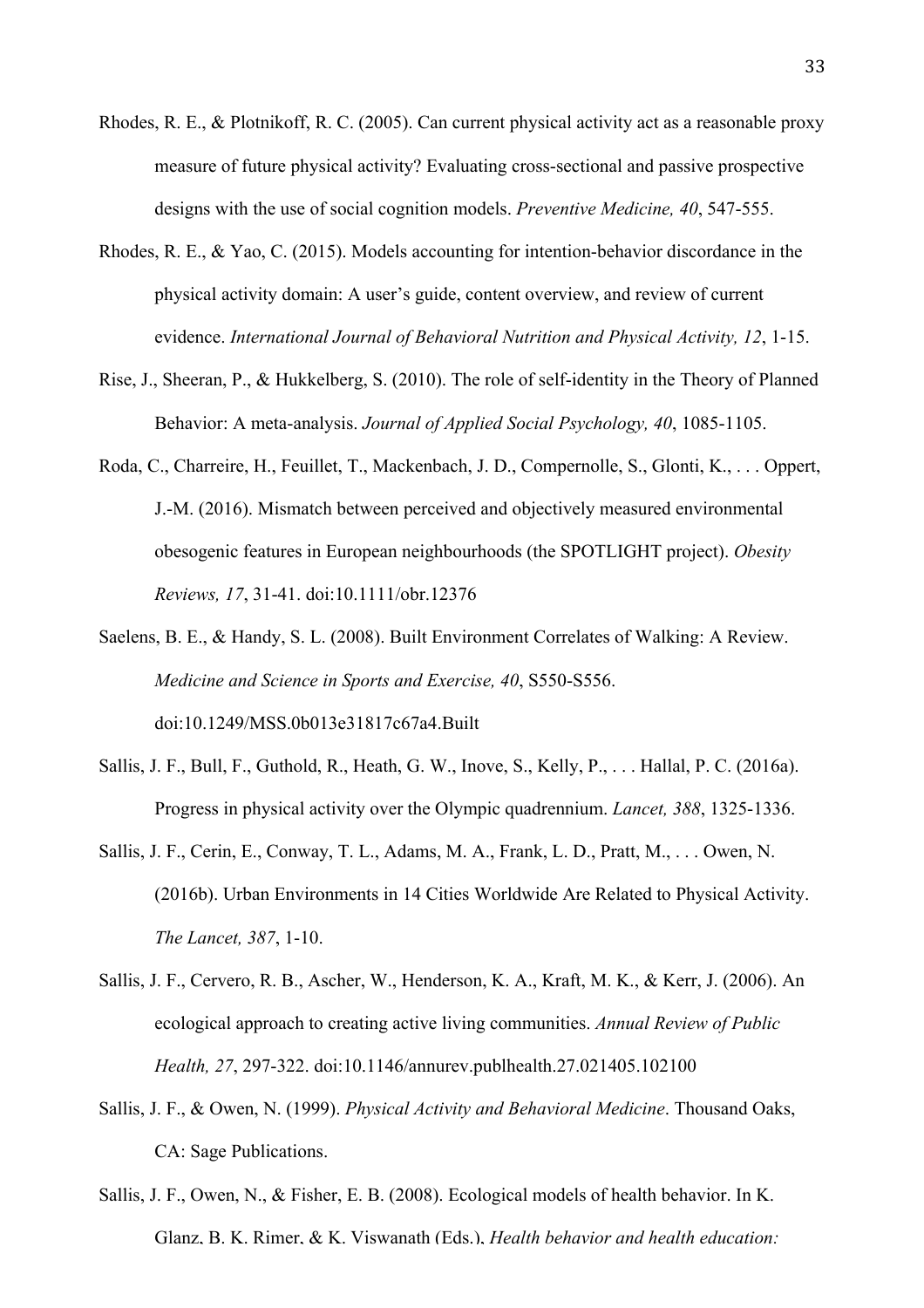Rhodes, R. E., & Plotnikoff, R. C. (2005). Can current physical activity act as a reasonable proxy measure of future physical activity? Evaluating cross-sectional and passive prospective designs with the use of social cognition models. *Preventive Medicine, 40*, 547-555.

Rhodes, R. E., & Yao, C. (2015). Models accounting for intention-behavior discordance in the physical activity domain: A user's guide, content overview, and review of current evidence. *International Journal of Behavioral Nutrition and Physical Activity, 12*, 1-15.

Rise, J., Sheeran, P., & Hukkelberg, S. (2010). The role of self-identity in the Theory of Planned Behavior: A meta-analysis. *Journal of Applied Social Psychology, 40*, 1085-1105.

Roda, C., Charreire, H., Feuillet, T., Mackenbach, J. D., Compernolle, S., Glonti, K., . . . Oppert, J.-M. (2016). Mismatch between perceived and objectively measured environmental obesogenic features in European neighbourhoods (the SPOTLIGHT project). *Obesity Reviews, 17*, 31-41. doi:10.1111/obr.12376

Saelens, B. E., & Handy, S. L. (2008). Built Environment Correlates of Walking: A Review. *Medicine and Science in Sports and Exercise, 40*, S550-S556. doi:10.1249/MSS.0b013e31817c67a4.Built

Sallis, J. F., Bull, F., Guthold, R., Heath, G. W., Inove, S., Kelly, P., . . . Hallal, P. C. (2016a). Progress in physical activity over the Olympic quadrennium. *Lancet, 388*, 1325-1336.

Sallis, J. F., Cerin, E., Conway, T. L., Adams, M. A., Frank, L. D., Pratt, M., . . . Owen, N. (2016b). Urban Environments in 14 Cities Worldwide Are Related to Physical Activity. *The Lancet, 387*, 1-10.

Sallis, J. F., Cervero, R. B., Ascher, W., Henderson, K. A., Kraft, M. K., & Kerr, J. (2006). An ecological approach to creating active living communities. *Annual Review of Public Health, 27*, 297-322. doi:10.1146/annurev.publhealth.27.021405.102100

Sallis, J. F., & Owen, N. (1999). *Physical Activity and Behavioral Medicine*. Thousand Oaks, CA: Sage Publications.

Sallis, J. F., Owen, N., & Fisher, E. B. (2008). Ecological models of health behavior. In K. Glanz, B. K. Rimer, & K. Viswanath (Eds.), *Health behavior and health education:*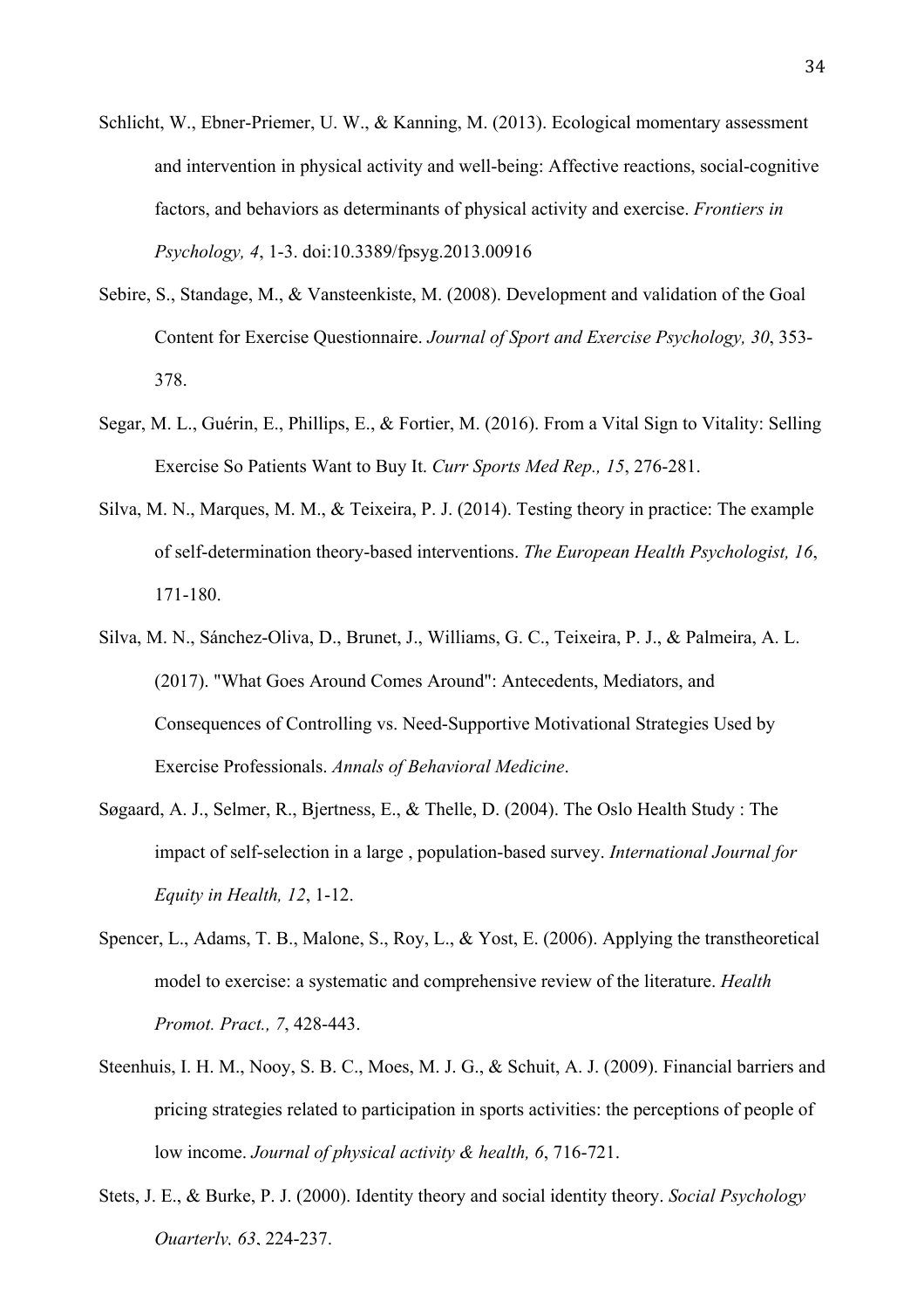Schlicht, W., Ebner-Priemer, U. W., & Kanning, M. (2013). Ecological momentary assessment and intervention in physical activity and well-being: Affective reactions, social-cognitive factors, and behaviors as determinants of physical activity and exercise. *Frontiers in Psychology, 4*, 1-3. doi:10.3389/fpsyg.2013.00916

Sebire, S., Standage, M., & Vansteenkiste, M. (2008). Development and validation of the Goal Content for Exercise Questionnaire. *Journal of Sport and Exercise Psychology, 30*, 353-378.

Segar, M. L., Guérin, E., Phillips, E., & Fortier, M. (2016). From a Vital Sign to Vitality: Selling Exercise So Patients Want to Buy It. *Curr Sports Med Rep., 15*, 276-281.

Silva, M. N., Marques, M. M., & Teixeira, P. J. (2014). Testing theory in practice: The example of self-determination theory-based interventions. *The European Health Psychologist, 16*, 171-180.

Silva, M. N., Sánchez-Oliva, D., Brunet, J., Williams, G. C., Teixeira, P. J., & Palmeira, A. L. (2017). "What Goes Around Comes Around": Antecedents, Mediators, and Consequences of Controlling vs. Need-Supportive Motivational Strategies Used by Exercise Professionals. *Annals of Behavioral Medicine*.

Søgaard, A. J., Selmer, R., Bjertness, E., & Thelle, D. (2004). The Oslo Health Study : The impact of self-selection in a large , population-based survey. *International Journal for Equity in Health, 12*, 1-12.

Spencer, L., Adams, T. B., Malone, S., Roy, L., & Yost, E. (2006). Applying the transtheoretical model to exercise: a systematic and comprehensive review of the literature. *Health Promot. Pract., 7*, 428-443.

Steenhuis, I. H. M., Nooy, S. B. C., Moes, M. J. G., & Schuit, A. J. (2009). Financial barriers and pricing strategies related to participation in sports activities: the perceptions of people of low income. *Journal of physical activity & health, 6*, 716-721.

Stets, J. E., & Burke, P. J. (2000). Identity theory and social identity theory. *Social Psychology Quarterly, 63*, 224-237.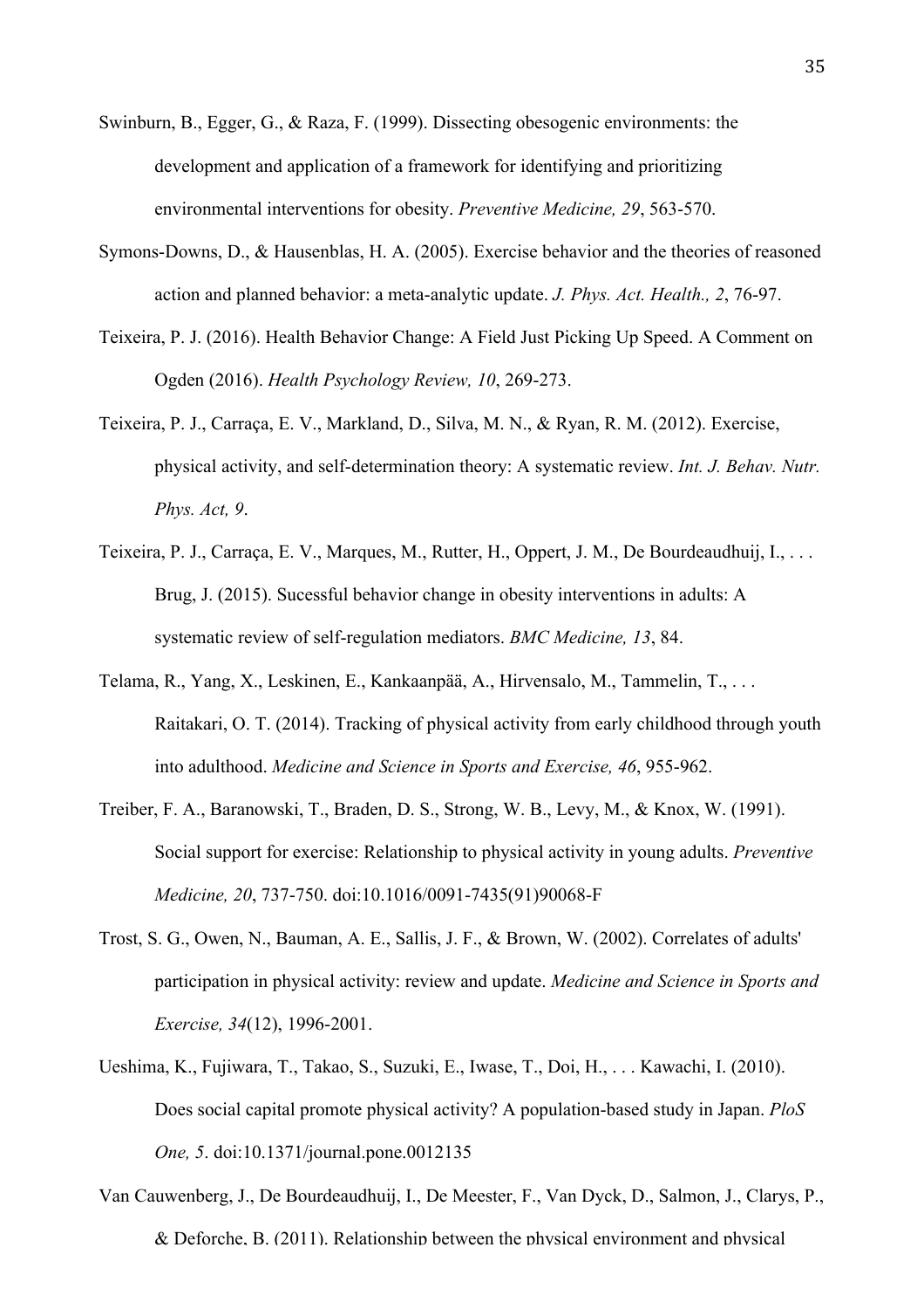Swinburn, B., Egger, G., & Raza, F. (1999). Dissecting obesogenic environments: the development and application of a framework for identifying and prioritizing environmental interventions for obesity. *Preventive Medicine, 29*, 563-570.

Symons-Downs, D., & Hausenblas, H. A. (2005). Exercise behavior and the theories of reasoned action and planned behavior: a meta-analytic update. *J. Phys. Act. Health., 2*, 76-97.

Teixeira, P. J. (2016). Health Behavior Change: A Field Just Picking Up Speed. A Comment on Ogden (2016). *Health Psychology Review, 10*, 269-273.

Teixeira, P. J., Carraça, E. V., Markland, D., Silva, M. N., & Ryan, R. M. (2012). Exercise, physical activity, and self-determination theory: A systematic review. *Int. J. Behav. Nutr. Phys. Act, 9*.

Teixeira, P. J., Carraça, E. V., Marques, M., Rutter, H., Oppert, J. M., De Bourdeaudhuij, I., . . . Brug, J. (2015). Sucessful behavior change in obesity interventions in adults: A systematic review of self-regulation mediators. *BMC Medicine, 13*, 84.

Telama, R., Yang, X., Leskinen, E., Kankaanpää, A., Hirvensalo, M., Tammelin, T., . . . Raitakari, O. T. (2014). Tracking of physical activity from early childhood through youth into adulthood. *Medicine and Science in Sports and Exercise, 46*, 955-962.

Treiber, F. A., Baranowski, T., Braden, D. S., Strong, W. B., Levy, M., & Knox, W. (1991). Social support for exercise: Relationship to physical activity in young adults. *Preventive Medicine, 20*, 737-750. doi:10.1016/0091-7435(91)90068-F

Trost, S. G., Owen, N., Bauman, A. E., Sallis, J. F., & Brown, W. (2002). Correlates of adults' participation in physical activity: review and update. *Medicine and Science in Sports and Exercise, 34*(12), 1996-2001.

Ueshima, K., Fujiwara, T., Takao, S., Suzuki, E., Iwase, T., Doi, H., . . . Kawachi, I. (2010). Does social capital promote physical activity? A population-based study in Japan. *PloS One, 5*. doi:10.1371/journal.pone.0012135

Van Cauwenberg, J., De Bourdeaudhuij, I., De Meester, F., Van Dyck, D., Salmon, J., Clarys, P., & Deforche, B. (2011). Relationship between the physical environment and physical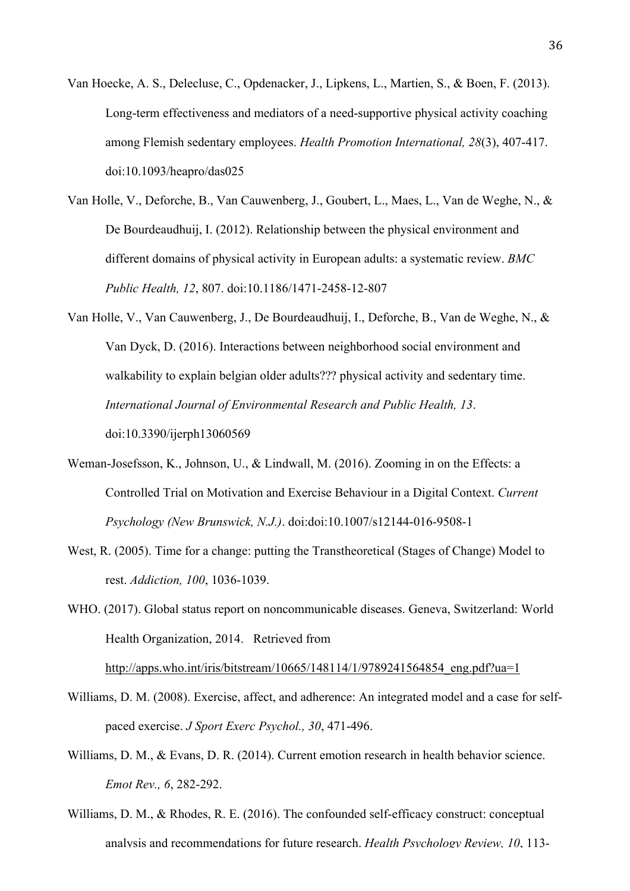Van Hoecke, A. S., Delecluse, C., Opdenacker, J., Lipkens, L., Martien, S., & Boen, F. (2013). Long-term effectiveness and mediators of a need-supportive physical activity coaching among Flemish sedentary employees. *Health Promotion International, 28*(3), 407-417. doi:10.1093/heapro/das025

Van Holle, V., Deforche, B., Van Cauwenberg, J., Goubert, L., Maes, L., Van de Weghe, N., & De Bourdeaudhuij, I. (2012). Relationship between the physical environment and different domains of physical activity in European adults: a systematic review. *BMC Public Health, 12*, 807. doi:10.1186/1471-2458-12-807

Van Holle, V., Van Cauwenberg, J., De Bourdeaudhuij, I., Deforche, B., Van de Weghe, N., & Van Dyck, D. (2016). Interactions between neighborhood social environment and walkability to explain belgian older adults??? physical activity and sedentary time. *International Journal of Environmental Research and Public Health, 13*. doi:10.3390/ijerph13060569

Weman-Josefsson, K., Johnson, U., & Lindwall, M. (2016). Zooming in on the Effects: a Controlled Trial on Motivation and Exercise Behaviour in a Digital Context. *Current Psychology (New Brunswick, N.J.)*. doi:doi:10.1007/s12144-016-9508-1

West, R. (2005). Time for a change: putting the Transtheoretical (Stages of Change) Model to rest. *Addiction, 100*, 1036-1039.

WHO. (2017). Global status report on noncommunicable diseases. Geneva, Switzerland: World Health Organization, 2014. Retrieved from http://apps.who.int/iris/bitstream/10665/148114/1/9789241564854_eng.pdf?ua=1

Williams, D. M. (2008). Exercise, affect, and adherence: An integrated model and a case for self-paced exercise. *J Sport Exerc Psychol., 30*, 471-496.

Williams, D. M., & Evans, D. R. (2014). Current emotion research in health behavior science. *Emot Rev., 6*, 282-292.

Williams, D. M., & Rhodes, R. E. (2016). The confounded self-efficacy construct: conceptual analysis and recommendations for future research. *Health Psychology Review, 10*, 113-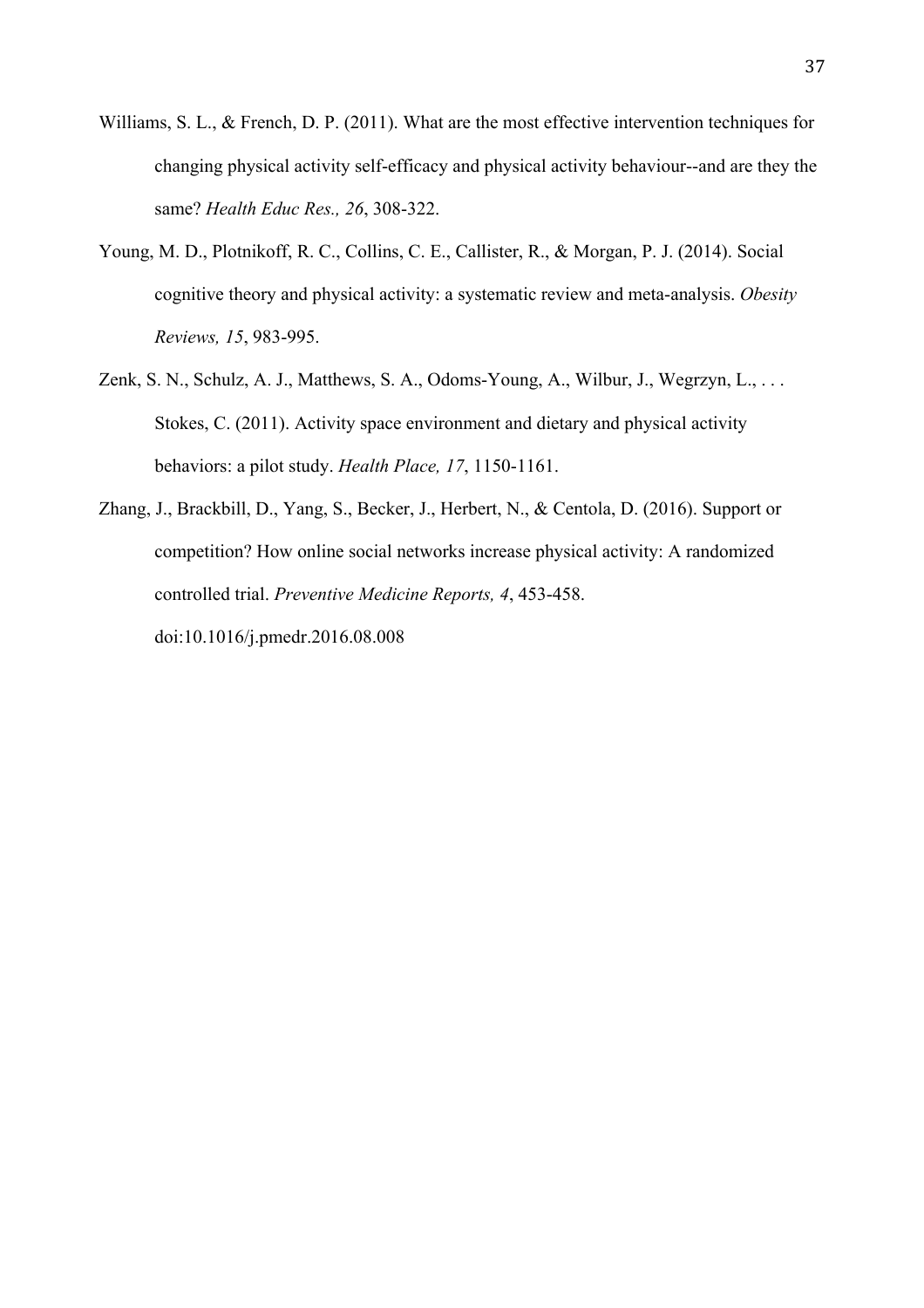Williams, S. L., & French, D. P. (2011). What are the most effective intervention techniques for changing physical activity self-efficacy and physical activity behaviour--and are they the same? *Health Educ Res., 26*, 308-322.

Young, M. D., Plotnikoff, R. C., Collins, C. E., Callister, R., & Morgan, P. J. (2014). Social cognitive theory and physical activity: a systematic review and meta-analysis. *Obesity Reviews, 15*, 983-995.

Zenk, S. N., Schulz, A. J., Matthews, S. A., Odoms-Young, A., Wilbur, J., Wegrzyn, L., . . . Stokes, C. (2011). Activity space environment and dietary and physical activity behaviors: a pilot study. *Health Place, 17*, 1150-1161.

Zhang, J., Brackbill, D., Yang, S., Becker, J., Herbert, N., & Centola, D. (2016). Support or competition? How online social networks increase physical activity: A randomized controlled trial. *Preventive Medicine Reports, 4*, 453-458. doi:10.1016/j.pmedr.2016.08.008